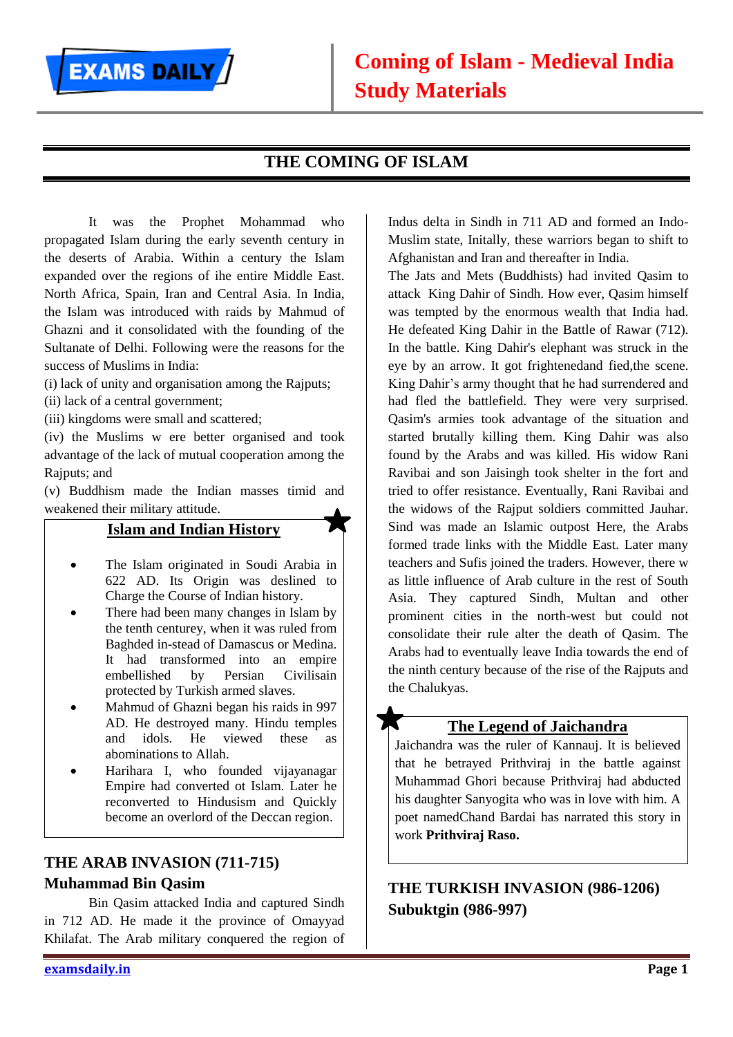# THE COMING OF ISLAM

It was the Prophet Mohammad who propagated Islam during the early seventh century in the deserts of Arabia. Within a century the Islam expanded over the regions of ihe entire Middle East. North Africa, Spain, Iran and Central Asia. In India, the Islam was introduced with raids by Mahmud of Ghazni and it consolidated with the founding of the Sultanate of Delhi. Following were the reasons for the success of Muslims in India:

(i) lack of unity and organisation among the Rajputs;
(ii) lack of a central government;
(iii) kingdoms were small and scattered;
(iv) the Muslims w ere better organised and took advantage of the lack of mutual cooperation among the Rajputs; and
(v) Buddhism made the Indian masses timid and weakened their military attitude.

### Islam and Indian History

- The Islam originated in Soudi Arabia in 622 AD. Its Origin was deslined to Charge the Course of Indian history.
- There had been many changes in Islam by the tenth centurey, when it was ruled from Baghded in-stead of Damascus or Medina. It had transformed into an empire embellished by Persian Civilisain protected by Turkish armed slaves.
- Mahmud of Ghazni began his raids in 997 AD. He destroyed many. Hindu temples and idols. He viewed these as abominations to Allah.
- Harihara I, who founded vijayanagar Empire had converted ot Islam. Later he reconverted to Hindusism and Quickly become an overlord of the Deccan region.

## THE ARAB INVASION (711-715)

### Muhammad Bin Qasim

Bin Qasim attacked India and captured Sindh in 712 AD. He made it the province of Omayyad Khilafat. The Arab military conquered the region of Indus delta in Sindh in 711 AD and formed an Indo-Muslim state, Initally, these warriors began to shift to Afghanistan and Iran and thereafter in India.

The Jats and Mets (Buddhists) had invited Qasim to attack King Dahir of Sindh. How ever, Qasim himself was tempted by the enormous wealth that India had. He defeated King Dahir in the Battle of Rawar (712). In the battle. King Dahir's elephant was struck in the eye by an arrow. It got frightenedand fied,the scene. King Dahir's army thought that he had surrendered and had fled the battlefield. They were very surprised. Qasim's armies took advantage of the situation and started brutally killing them. King Dahir was also found by the Arabs and was killed. His widow Rani Ravibai and son Jaisingh took shelter in the fort and tried to offer resistance. Eventually, Rani Ravibai and the widows of the Rajput soldiers committed Jauhar. Sind was made an Islamic outpost Here, the Arabs formed trade links with the Middle East. Later many teachers and Sufis joined the traders. However, there w as little influence of Arab culture in the rest of South Asia. They captured Sindh, Multan and other prominent cities in the north-west but could not consolidate their rule alter the death of Qasim. The Arabs had to eventually leave India towards the end of the ninth century because of the rise of the Rajputs and the Chalukyas.

### The Legend of Jaichandra

Jaichandra was the ruler of Kannauj. It is believed that he betrayed Prithviraj in the battle against Muhammad Ghori because Prithviraj had abducted his daughter Sanyogita who was in love with him. A poet namedChand Bardai has narrated this story in work **Prithviraj Raso.**

## THE TURKISH INVASION (986-1206)

### Subuktgin (986-997)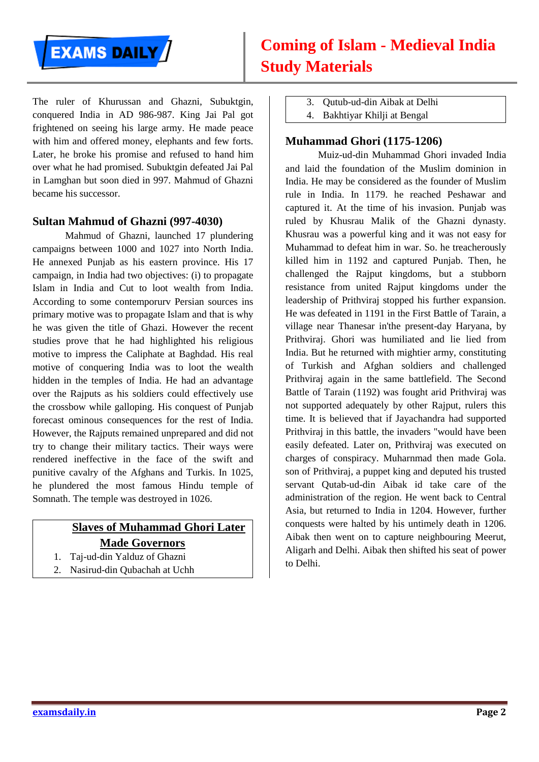The ruler of Khurussan and Ghazni, Subuktgin, conquered India in AD 986-987. King Jai Pal got frightened on seeing his large army. He made peace with him and offered money, elephants and few forts. Later, he broke his promise and refused to hand him over what he had promised. Subuktgin defeated Jai Pal in Lamghan but soon died in 997. Mahmud of Ghazni became his successor.

### Sultan Mahmud of Ghazni (997-4030)

Mahmud of Ghazni, launched 17 plundering campaigns between 1000 and 1027 into North India. He annexed Punjab as his eastern province. His 17 campaign, in India had two objectives: (i) to propagate Islam in India and Cut to loot wealth from India. According to some contemporurv Persian sources ins primary motive was to propagate Islam and that is why he was given the title of Ghazi. However the recent studies prove that he had highlighted his religious motive to impress the Caliphate at Baghdad. His real motive of conquering India was to loot the wealth hidden in the temples of India. He had an advantage over the Rajputs as his soldiers could effectively use the crossbow while galloping. His conquest of Punjab forecast ominous consequences for the rest of India. However, the Rajputs remained unprepared and did not try to change their military tactics. Their ways were rendered ineffective in the face of the swift and punitive cavalry of the Afghans and Turkis. In 1025, he plundered the most famous Hindu temple of Somnath. The temple was destroyed in 1026.

**Slaves of Muhammad Ghori Later Made Governors**

1. Taj-ud-din Yalduz of Ghazni
2. Nasirud-din Qubachah at Uchh
3. Qutub-ud-din Aibak at Delhi
4. Bakhtiyar Khilji at Bengal

### Muhammad Ghori (1175-1206)

Muiz-ud-din Muhammad Ghori invaded India and laid the foundation of the Muslim dominion in India. He may be considered as the founder of Muslim rule in India. In 1179. he reached Peshawar and captured it. At the time of his invasion. Punjab was ruled by Khusrau Malik of the Ghazni dynasty. Khusrau was a powerful king and it was not easy for Muhammad to defeat him in war. So. he treacherously killed him in 1192 and captured Punjab. Then, he challenged the Rajput kingdoms, but a stubborn resistance from united Rajput kingdoms under the leadership of Prithviraj stopped his further expansion. He was defeated in 1191 in the First Battle of Tarain, a village near Thanesar in'the present-day Haryana, by Prithviraj. Ghori was humiliated and lie lied from India. But he returned with mightier army, constituting of Turkish and Afghan soldiers and challenged Prithviraj again in the same battlefield. The Second Battle of Tarain (1192) was fought arid Prithviraj was not supported adequately by other Rajput, rulers this time. It is believed that if Jayachandra had supported Prithviraj in this battle, the invaders "would have been easily defeated. Later on, Prithviraj was executed on charges of conspiracy. Muharnmad then made Gola. son of Prithviraj, a puppet king and deputed his trusted servant Qutab-ud-din Aibak id take care of the administration of the region. He went back to Central Asia, but returned to India in 1204. However, further conquests were halted by his untimely death in 1206. Aibak then went on to capture neighbouring Meerut, Aligarh and Delhi. Aibak then shifted his seat of power to Delhi.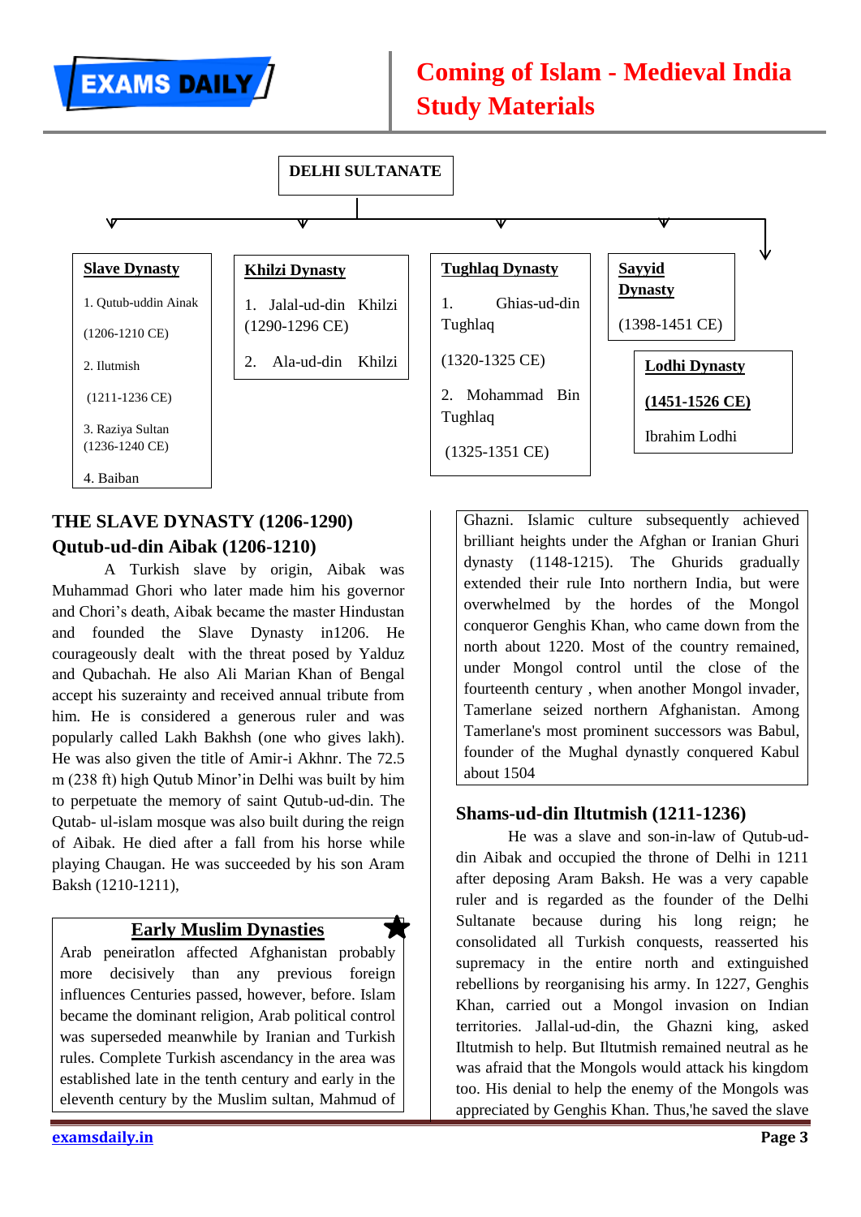**DELHI SULTANATE**

**Slave Dynasty**

1. Qutub-uddin Ainak (1206-1210 CE)
2. Ilutmish (1211-1236 CE)
3. Raziya Sultan (1236-1240 CE)
4. Baiban

**Khilzi Dynasty**

1. Jalal-ud-din Khilzi (1290-1296 CE)
2. Ala-ud-din Khilzi

**Tughlaq Dynasty**

1. Ghias-ud-din Tughlaq (1320-1325 CE)
2. Mohammad Bin Tughlaq (1325-1351 CE)

**Sayyid Dynasty**

(1398-1451 CE)

**Lodhi Dynasty**

**(1451-1526 CE)**

Ibrahim Lodhi

## THE SLAVE DYNASTY (1206-1290)

### Qutub-ud-din Aibak (1206-1210)

A Turkish slave by origin, Aibak was Muhammad Ghori who later made him his governor and Chori's death, Aibak became the master Hindustan and founded the Slave Dynasty in1206. He courageously dealt with the threat posed by Yalduz and Qubachah. He also Ali Marian Khan of Bengal accept his suzerainty and received annual tribute from him. He is considered a generous ruler and was popularly called Lakh Bakhsh (one who gives lakh). He was also given the title of Amir-i Akhnr. The 72.5 m (238 ft) high Qutub Minor'in Delhi was built by him to perpetuate the memory of saint Qutub-ud-din. The Qutab- ul-islam mosque was also built during the reign of Aibak. He died after a fall from his horse while playing Chaugan. He was succeeded by his son Aram Baksh (1210-1211),

**Early Muslim Dynasties**

Arab peneiratlon affected Afghanistan probably more decisively than any previous foreign influences Centuries passed, however, before. Islam became the dominant religion, Arab political control was superseded meanwhile by Iranian and Turkish rules. Complete Turkish ascendancy in the area was established late in the tenth century and early in the eleventh century by the Muslim sultan, Mahmud of Ghazni. Islamic culture subsequently achieved brilliant heights under the Afghan or Iranian Ghuri dynasty (1148-1215). The Ghurids gradually extended their rule Into northern India, but were overwhelmed by the hordes of the Mongol conqueror Genghis Khan, who came down from the north about 1220. Most of the country remained, under Mongol control until the close of the fourteenth century , when another Mongol invader, Tamerlane seized northern Afghanistan. Among Tamerlane's most prominent successors was Babul, founder of the Mughal dynastly conquered Kabul about 1504

### Shams-ud-din Iltutmish (1211-1236)

He was a slave and son-in-law of Qutub-ud-din Aibak and occupied the throne of Delhi in 1211 after deposing Aram Baksh. He was a very capable ruler and is regarded as the founder of the Delhi Sultanate because during his long reign; he consolidated all Turkish conquests, reasserted his supremacy in the entire north and extinguished rebellions by reorganising his army. In 1227, Genghis Khan, carried out a Mongol invasion on Indian territories. Jallal-ud-din, the Ghazni king, asked Iltutmish to help. But Iltutmish remained neutral as he was afraid that the Mongols would attack his kingdom too. His denial to help the enemy of the Mongols was appreciated by Genghis Khan. Thus,'he saved the slave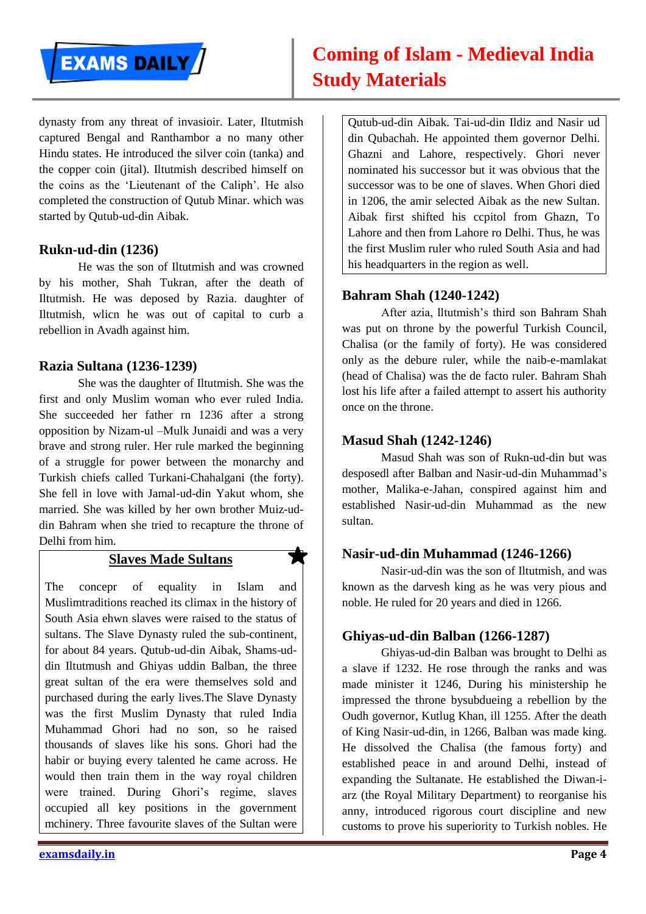dynasty from any threat of invasioir. Later, Iltutmish captured Bengal and Ranthambor a no many other Hindu states. He introduced the silver coin (tanka) and the copper coin (jital). Iltutmish described himself on the coins as the 'Lieutenant of the Caliph'. He also completed the construction of Qutub Minar. which was started by Qutub-ud-din Aibak.

### Rukn-ud-din (1236)

He was the son of Iltutmish and was crowned by his mother, Shah Tukran, after the death of Iltutmish. He was deposed by Razia. daughter of Iltutmish, wlicn he was out of capital to curb a rebellion in Avadh against him.

### Razia Sultana (1236-1239)

She was the daughter of Iltutmish. She was the first and only Muslim woman who ever ruled India. She succeeded her father rn 1236 after a strong opposition by Nizam-ul –Mulk Junaidi and was a very brave and strong ruler. Her rule marked the beginning of a struggle for power between the monarchy and Turkish chiefs called Turkani-Chahalgani (the forty). She fell in love with Jamal-ud-din Yakut whom, she married. She was killed by her own brother Muiz-ud-din Bahram when she tried to recapture the throne of Delhi from him.

**Slaves Made Sultans**

The concepr of equality in Islam and Muslimtraditions reached its climax in the history of South Asia ehwn slaves were raised to the status of sultans. The Slave Dynasty ruled the sub-continent, for about 84 years. Qutub-ud-din Aibak, Shams-ud-din Iltutmush and Ghiyas uddin Balban, the three great sultan of the era were themselves sold and purchased during the early lives.The Slave Dynasty was the first Muslim Dynasty that ruled India Muhammad Ghori had no son, so he raised thousands of slaves like his sons. Ghori had the habir or buying every talented he came across. He would then train them in the way royal children were trained. During Ghori's regime, slaves occupied all key positions in the government mchinery. Three favourite slaves of the Sultan were Qutub-ud-din Aibak. Tai-ud-din Ildiz and Nasir ud din Qubachah. He appointed them governor Delhi. Ghazni and Lahore, respectively. Ghori never nominated his successor but it was obvious that the successor was to be one of slaves. When Ghori died in 1206, the amir selected Aibak as the new Sultan. Aibak first shifted his ccpitol from Ghazn, To Lahore and then from Lahore ro Delhi. Thus, he was the first Muslim ruler who ruled South Asia and had his headquarters in the region as well.

### Bahram Shah (1240-1242)

After azia, lltutmish's third son Bahram Shah was put on throne by the powerful Turkish Council, Chalisa (or the family of forty). He was considered only as the debure ruler, while the naib-e-mamlakat (head of Chalisa) was the de facto ruler. Bahram Shah lost his life after a failed attempt to assert his authority once on the throne.

### Masud Shah (1242-1246)

Masud Shah was son of Rukn-ud-din but was desposedl after Balban and Nasir-ud-din Muhammad's mother, Malika-e-Jahan, conspired against him and established Nasir-ud-din Muhammad as the new sultan.

### Nasir-ud-din Muhammad (1246-1266)

Nasir-ud-din was the son of Iltutmish, and was known as the darvesh king as he was very pious and noble. He ruled for 20 years and died in 1266.

### Ghiyas-ud-din Balban (1266-1287)

Ghiyas-ud-din Balban was brought to Delhi as a slave if 1232. He rose through the ranks and was made minister it 1246, During his ministership he impressed the throne bysubdueing a rebellion by the Oudh governor, Kutlug Khan, ill 1255. After the death of King Nasir-ud-din, in 1266, Balban was made king. He dissolved the Chalisa (the famous forty) and established peace in and around Delhi, instead of expanding the Sultanate. He established the Diwan-i-arz (the Royal Military Department) to reorganise his anny, introduced rigorous court discipline and new customs to prove his superiority to Turkish nobles. He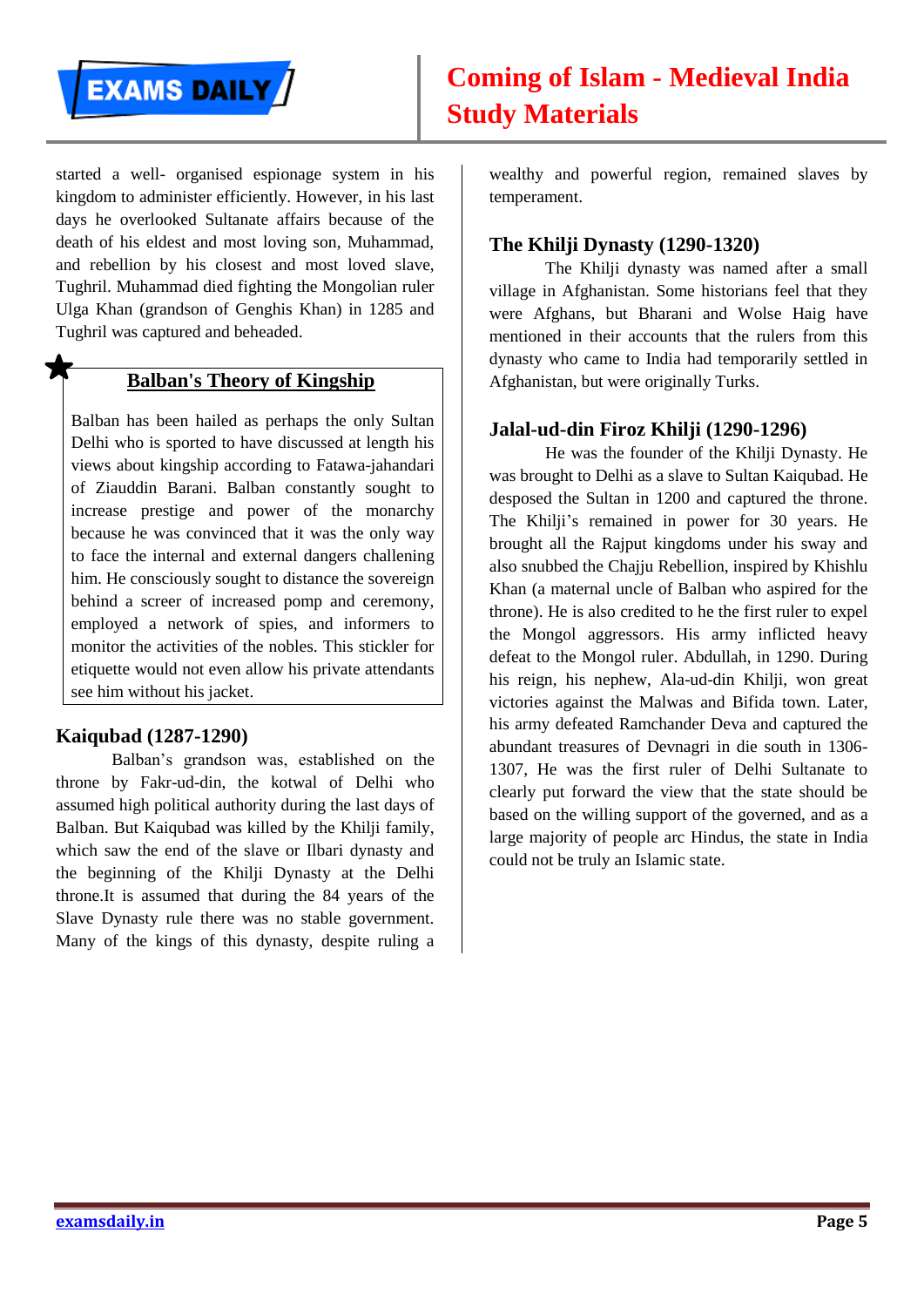started a well- organised espionage system in his kingdom to administer efficiently. However, in his last days he overlooked Sultanate affairs because of the death of his eldest and most loving son, Muhammad, and rebellion by his closest and most loved slave, Tughril. Muhammad died fighting the Mongolian ruler Ulga Khan (grandson of Genghis Khan) in 1285 and Tughril was captured and beheaded.

### Balban's Theory of Kingship

Balban has been hailed as perhaps the only Sultan Delhi who is sported to have discussed at length his views about kingship according to Fatawa-jahandari of Ziauddin Barani. Balban constantly sought to increase prestige and power of the monarchy because he was convinced that it was the only way to face the internal and external dangers challening him. He consciously sought to distance the sovereign behind a screer of increased pomp and ceremony, employed a network of spies, and informers to monitor the activities of the nobles. This stickler for etiquette would not even allow his private attendants see him without his jacket.

## Kaiqubad (1287-1290)

Balban's grandson was, established on the throne by Fakr-ud-din, the kotwal of Delhi who assumed high political authority during the last days of Balban. But Kaiqubad was killed by the Khilji family, which saw the end of the slave or Ilbari dynasty and the beginning of the Khilji Dynasty at the Delhi throne.It is assumed that during the 84 years of the Slave Dynasty rule there was no stable government. Many of the kings of this dynasty, despite ruling a wealthy and powerful region, remained slaves by temperament.

## The Khilji Dynasty (1290-1320)

The Khilji dynasty was named after a small village in Afghanistan. Some historians feel that they were Afghans, but Bharani and Wolse Haig have mentioned in their accounts that the rulers from this dynasty who came to India had temporarily settled in Afghanistan, but were originally Turks.

## Jalal-ud-din Firoz Khilji (1290-1296)

He was the founder of the Khilji Dynasty. He was brought to Delhi as a slave to Sultan Kaiqubad. He desposed the Sultan in 1200 and captured the throne. The Khilji's remained in power for 30 years. He brought all the Rajput kingdoms under his sway and also snubbed the Chajju Rebellion, inspired by Khishlu Khan (a maternal uncle of Balban who aspired for the throne). He is also credited to he the first ruler to expel the Mongol aggressors. His army inflicted heavy defeat to the Mongol ruler. Abdullah, in 1290. During his reign, his nephew, Ala-ud-din Khilji, won great victories against the Malwas and Bifida town. Later, his army defeated Ramchander Deva and captured the abundant treasures of Devnagri in die south in 1306-1307, He was the first ruler of Delhi Sultanate to clearly put forward the view that the state should be based on the willing support of the governed, and as a large majority of people arc Hindus, the state in India could not be truly an Islamic state.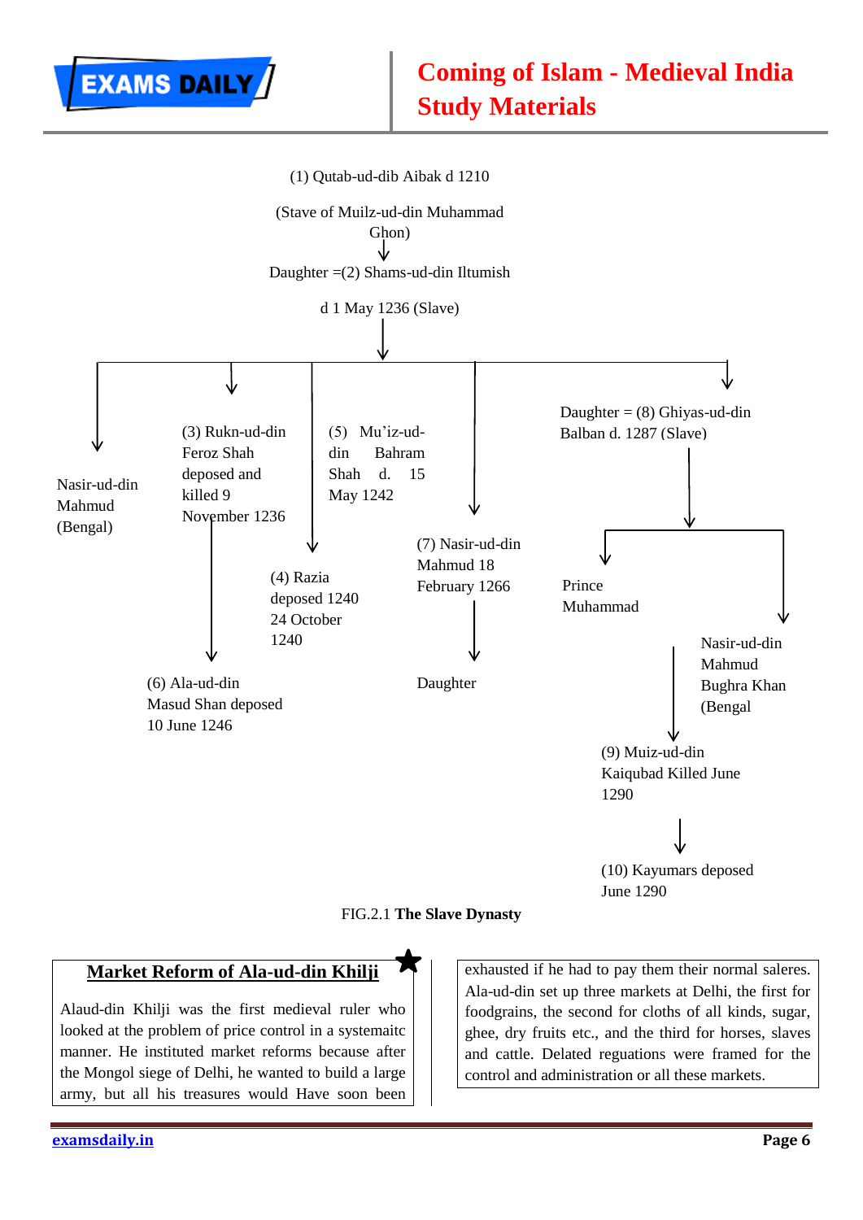(1) Qutab-ud-dib Aibak d 1210

(Stave of Muilz-ud-din Muhammad Ghon)

↓

Daughter =(2) Shams-ud-din Iltumish

d 1 May 1236 (Slave)

↓

- Nasir-ud-din Mahmud (Bengal)
- (3) Rukn-ud-din Feroz Shah deposed and killed 9 November 1236
  - ↓ (6) Ala-ud-din Masud Shan deposed 10 June 1246
- (4) Razia deposed 1240 24 October 1240
- (5) Mu'iz-ud-din Bahram Shah d. 15 May 1242
- (7) Nasir-ud-din Mahmud 18 February 1266
  - ↓ Daughter
- Daughter = (8) Ghiyas-ud-din Balban d. 1287 (Slave)
  - Prince Muhammad
  - Nasir-ud-din Mahmud Bughra Khan (Bengal
    - ↓ (9) Muiz-ud-din Kaiqubad Killed June 1290
      - ↓ (10) Kayumars deposed June 1290

FIG.2.1 **The Slave Dynasty**

## Market Reform of Ala-ud-din Khilji

Alaud-din Khilji was the first medieval ruler who looked at the problem of price control in a systemaitc manner. He instituted market reforms because after the Mongol siege of Delhi, he wanted to build a large army, but all his treasures would Have soon been exhausted if he had to pay them their normal saleres. Ala-ud-din set up three markets at Delhi, the first for foodgrains, the second for cloths of all kinds, sugar, ghee, dry fruits etc., and the third for horses, slaves and cattle. Delated reguations were framed for the control and administration or all these markets.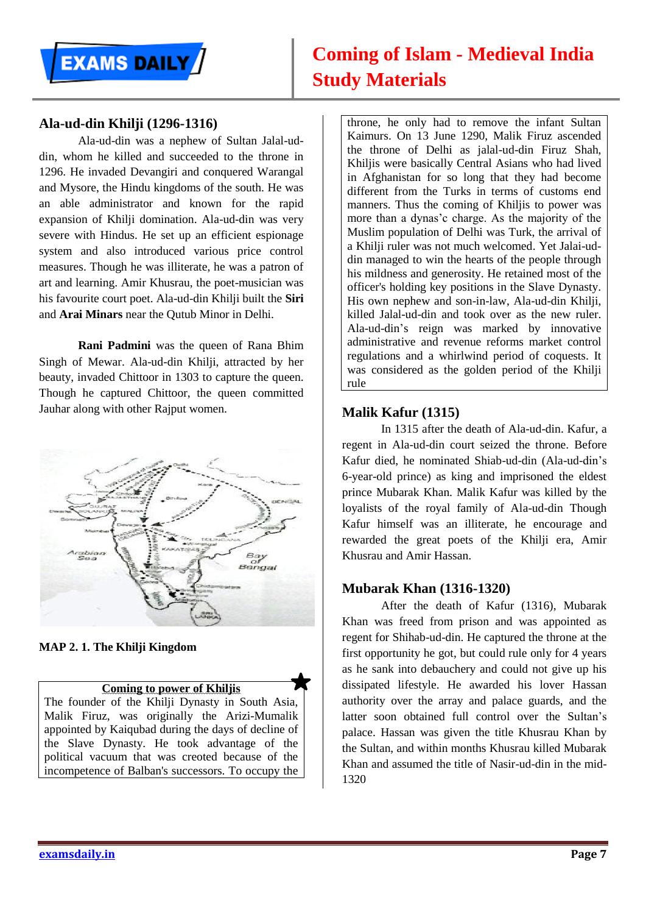## Ala-ud-din Khilji (1296-1316)

Ala-ud-din was a nephew of Sultan Jalal-ud-din, whom he killed and succeeded to the throne in 1296. He invaded Devangiri and conquered Warangal and Mysore, the Hindu kingdoms of the south. He was an able administrator and known for the rapid expansion of Khilji domination. Ala-ud-din was very severe with Hindus. He set up an efficient espionage system and also introduced various price control measures. Though he was illiterate, he was a patron of art and learning. Amir Khusrau, the poet-musician was his favourite court poet. Ala-ud-din Khilji built the **Siri** and **Arai Minars** near the Qutub Minor in Delhi.

**Rani Padmini** was the queen of Rana Bhim Singh of Mewar. Ala-ud-din Khilji, attracted by her beauty, invaded Chittoor in 1303 to capture the queen. Though he captured Chittoor, the queen committed Jauhar along with other Rajput women.

**MAP 2. 1. The Khilji Kingdom**

**Coming to power of Khiljis**

The founder of the Khilji Dynasty in South Asia, Malik Firuz, was originally the Arizi-Mumalik appointed by Kaiqubad during the days of decline of the Slave Dynasty. He took advantage of the political vacuum that was creoted because of the incompetence of Balban's successors. To occupy the throne, he only had to remove the infant Sultan Kaimurs. On 13 June 1290, Malik Firuz ascended the throne of Delhi as jalal-ud-din Firuz Shah, Khiljis were basically Central Asians who had lived in Afghanistan for so long that they had become different from the Turks in terms of customs end manners. Thus the coming of Khiljis to power was more than a dynas'c charge. As the majority of the Muslim population of Delhi was Turk, the arrival of a Khilji ruler was not much welcomed. Yet Jalai-ud-din managed to win the hearts of the people through his mildness and generosity. He retained most of the officer's holding key positions in the Slave Dynasty. His own nephew and son-in-law, Ala-ud-din Khilji, killed Jalal-ud-din and took over as the new ruler. Ala-ud-din's reign was marked by innovative administrative and revenue reforms market control regulations and a whirlwind period of coquests. It was considered as the golden period of the Khilji rule

## Malik Kafur (1315)

In 1315 after the death of Ala-ud-din. Kafur, a regent in Ala-ud-din court seized the throne. Before Kafur died, he nominated Shiab-ud-din (Ala-ud-din's 6-year-old prince) as king and imprisoned the eldest prince Mubarak Khan. Malik Kafur was killed by the loyalists of the royal family of Ala-ud-din Though Kafur himself was an illiterate, he encourage and rewarded the great poets of the Khilji era, Amir Khusrau and Amir Hassan.

## Mubarak Khan (1316-1320)

After the death of Kafur (1316), Mubarak Khan was freed from prison and was appointed as regent for Shihab-ud-din. He captured the throne at the first opportunity he got, but could rule only for 4 years as he sank into debauchery and could not give up his dissipated lifestyle. He awarded his lover Hassan authority over the array and palace guards, and the latter soon obtained full control over the Sultan's palace. Hassan was given the title Khusrau Khan by the Sultan, and within months Khusrau killed Mubarak Khan and assumed the title of Nasir-ud-din in the mid-1320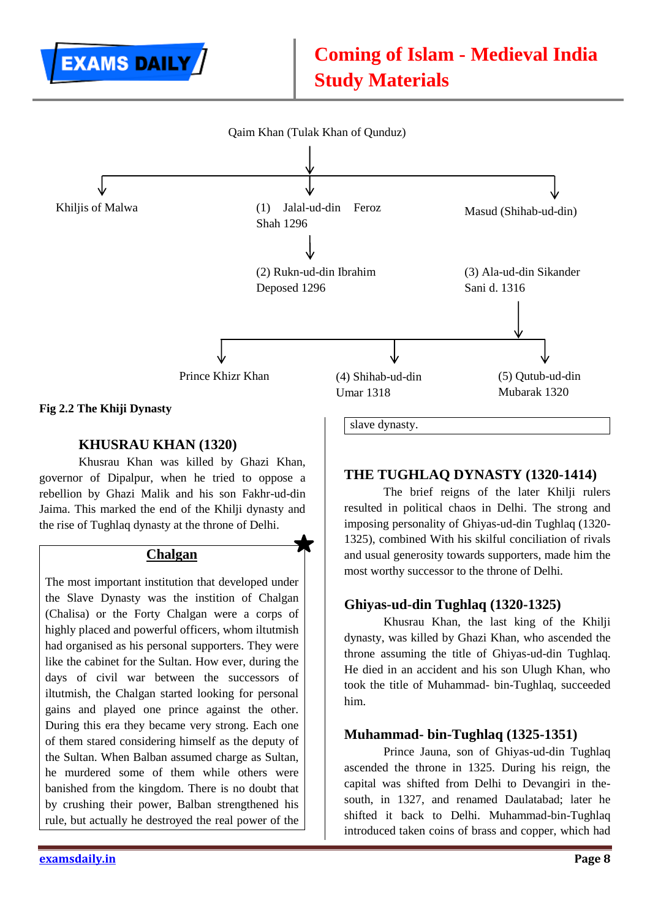Qaim Khan (Tulak Khan of Qunduz)

- Khiljis of Malwa
- (1) Jalal-ud-din Feroz Shah 1296
  - (2) Rukn-ud-din Ibrahim Deposed 1296
- Masud (Shihab-ud-din)
  - (3) Ala-ud-din Sikander Sani d. 1316
    - Prince Khizr Khan
    - (4) Shihab-ud-din Umar 1318
    - (5) Qutub-ud-din Mubarak 1320

**Fig 2.2 The Khiji Dynasty**

## KHUSRAU KHAN (1320)

Khusrau Khan was killed by Ghazi Khan, governor of Dipalpur, when he tried to oppose a rebellion by Ghazi Malik and his son Fakhr-ud-din Jaima. This marked the end of the Khilji dynasty and the rise of Tughlaq dynasty at the throne of Delhi.

**Chalgan**

The most important institution that developed under the Slave Dynasty was the instition of Chalgan (Chalisa) or the Forty Chalgan were a corps of highly placed and powerful officers, whom iltutmish had organised as his personal supporters. They were like the cabinet for the Sultan. How ever, during the days of civil war between the successors of iltutmish, the Chalgan started looking for personal gains and played one prince against the other. During this era they became very strong. Each one of them stared considering himself as the deputy of the Sultan. When Balban assumed charge as Sultan, he murdered some of them while others were banished from the kingdom. There is no doubt that by crushing their power, Balban strengthened his rule, but actually he destroyed the real power of the slave dynasty.

## THE TUGHLAQ DYNASTY (1320-1414)

The brief reigns of the later Khilji rulers resulted in political chaos in Delhi. The strong and imposing personality of Ghiyas-ud-din Tughlaq (1320-1325), combined With his skilful conciliation of rivals and usual generosity towards supporters, made him the most worthy successor to the throne of Delhi.

### Ghiyas-ud-din Tughlaq (1320-1325)

Khusrau Khan, the last king of the Khilji dynasty, was killed by Ghazi Khan, who ascended the throne assuming the title of Ghiyas-ud-din Tughlaq. He died in an accident and his son Ulugh Khan, who took the title of Muhammad- bin-Tughlaq, succeeded him.

### Muhammad- bin-Tughlaq (1325-1351)

Prince Jauna, son of Ghiyas-ud-din Tughlaq ascended the throne in 1325. During his reign, the capital was shifted from Delhi to Devangiri in the-south, in 1327, and renamed Daulatabad; later he shifted it back to Delhi. Muhammad-bin-Tughlaq introduced taken coins of brass and copper, which had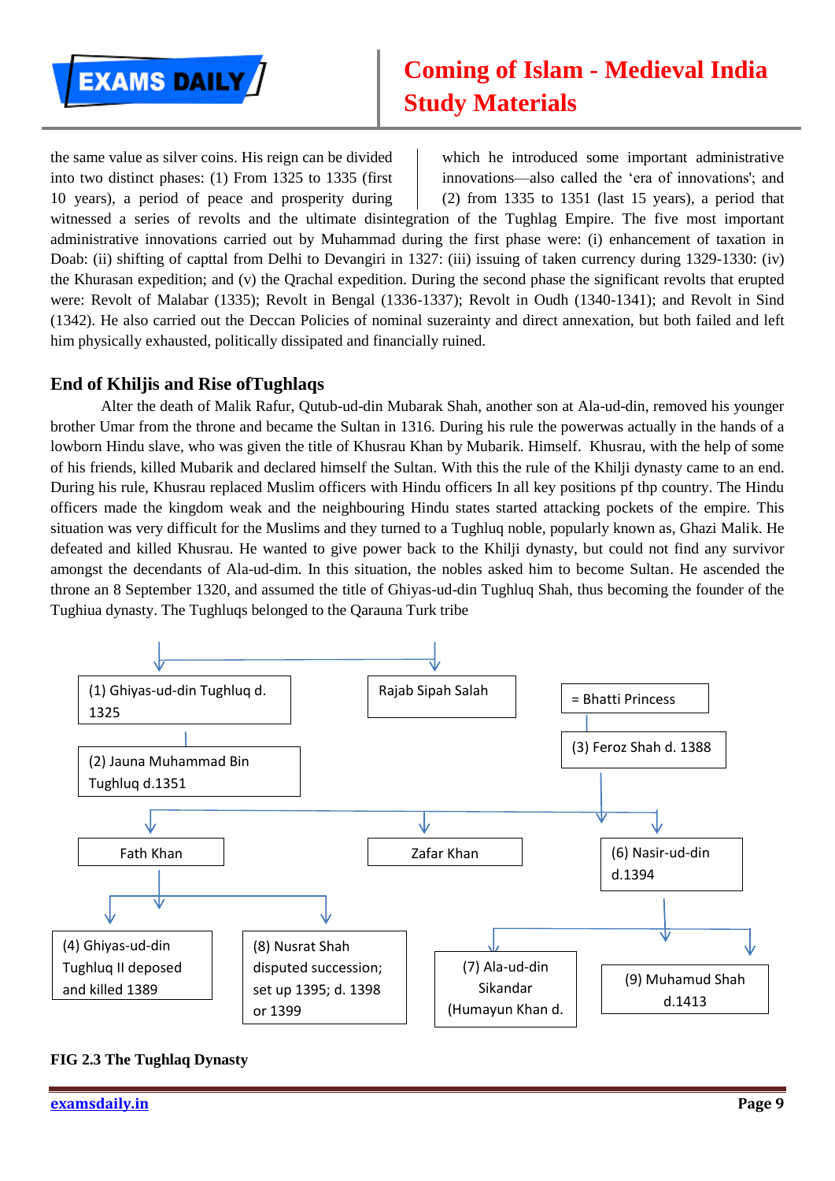the same value as silver coins. His reign can be divided into two distinct phases: (1) From 1325 to 1335 (first 10 years), a period of peace and prosperity during which he introduced some important administrative innovations—also called the 'era of innovations'; and (2) from 1335 to 1351 (last 15 years), a period that witnessed a series of revolts and the ultimate disintegration of the Tughlag Empire. The five most important administrative innovations carried out by Muhammad during the first phase were: (i) enhancement of taxation in Doab: (ii) shifting of capttal from Delhi to Devangiri in 1327: (iii) issuing of taken currency during 1329-1330: (iv) the Khurasan expedition; and (v) the Qrachal expedition. During the second phase the significant revolts that erupted were: Revolt of Malabar (1335); Revolt in Bengal (1336-1337); Revolt in Oudh (1340-1341); and Revolt in Sind (1342). He also carried out the Deccan Policies of nominal suzerainty and direct annexation, but both failed and left him physically exhausted, politically dissipated and financially ruined.

## End of Khiljis and Rise ofTughlaqs

Alter the death of Malik Rafur, Qutub-ud-din Mubarak Shah, another son at Ala-ud-din, removed his younger brother Umar from the throne and became the Sultan in 1316. During his rule the powerwas actually in the hands of a lowborn Hindu slave, who was given the title of Khusrau Khan by Mubarik. Himself. Khusrau, with the help of some of his friends, killed Mubarik and declared himself the Sultan. With this the rule of the Khilji dynasty came to an end. During his rule, Khusrau replaced Muslim officers with Hindu officers In all key positions pf thp country. The Hindu officers made the kingdom weak and the neighbouring Hindu states started attacking pockets of the empire. This situation was very difficult for the Muslims and they turned to a Tughluq noble, popularly known as, Ghazi Malik. He defeated and killed Khusrau. He wanted to give power back to the Khilji dynasty, but could not find any survivor amongst the decendants of Ala-ud-dim. In this situation, the nobles asked him to become Sultan. He ascended the throne an 8 September 1320, and assumed the title of Ghiyas-ud-din Tughluq Shah, thus becoming the founder of the Tughiua dynasty. The Tughluqs belonged to the Qarauna Turk tribe

- (1) Ghiyas-ud-din Tughluq d. 1325
  - (2) Jauna Muhammad Bin Tughluq d.1351
- Rajab Sipah Salah = Bhatti Princess
  - (3) Feroz Shah d. 1388
    - Fath Khan
      - (4) Ghiyas-ud-din Tughluq II deposed and killed 1389
      - (8) Nusrat Shah disputed succession; set up 1395; d. 1398 or 1399
    - Zafar Khan
    - (6) Nasir-ud-din d.1394
      - (7) Ala-ud-din Sikandar (Humayun Khan d.
      - (9) Muhamud Shah d.1413

**FIG 2.3 The Tughlaq Dynasty**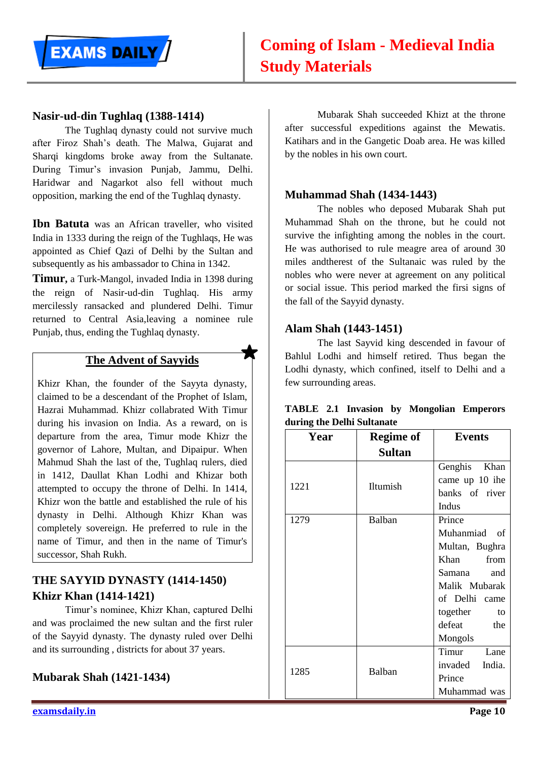### Nasir-ud-din Tughlaq (1388-1414)

The Tughlaq dynasty could not survive much after Firoz Shah's death. The Malwa, Gujarat and Sharqi kingdoms broke away from the Sultanate. During Timur's invasion Punjab, Jammu, Delhi. Haridwar and Nagarkot also fell without much opposition, marking the end of the Tughlaq dynasty.

**Ibn Batuta** was an African traveller, who visited India in 1333 during the reign of the Tughlaqs, He was appointed as Chief Qazi of Delhi by the Sultan and subsequently as his ambassador to China in 1342.

**Timur,** a Turk-Mangol, invaded India in 1398 during the reign of Nasir-ud-din Tughlaq. His army mercilessly ransacked and plundered Delhi. Timur returned to Central Asia,leaving a nominee rule Punjab, thus, ending the Tughlaq dynasty.

**The Advent of Sayyids**

Khizr Khan, the founder of the Sayyta dynasty, claimed to be a descendant of the Prophet of Islam, Hazrai Muhammad. Khizr collabrated With Timur during his invasion on India. As a reward, on is departure from the area, Timur mode Khizr the governor of Lahore, Multan, and Dipaipur. When Mahmud Shah the last of the, Tughlaq rulers, died in 1412, Daullat Khan Lodhi and Khizar both attempted to occupy the throne of Delhi. In 1414, Khizr won the battle and established the rule of his dynasty in Delhi. Although Khizr Khan was completely sovereign. He preferred to rule in the name of Timur, and then in the name of Timur's successor, Shah Rukh.

## THE SAYYID DYNASTY (1414-1450)

### Khizr Khan (1414-1421)

Timur's nominee, Khizr Khan, captured Delhi and was proclaimed the new sultan and the first ruler of the Sayyid dynasty. The dynasty ruled over Delhi and its surrounding , districts for about 37 years.

### Mubarak Shah (1421-1434)

Mubarak Shah succeeded Khizt at the throne after successful expeditions against the Mewatis. Katihars and in the Gangetic Doab area. He was killed by the nobles in his own court.

### Muhammad Shah (1434-1443)

The nobles who deposed Mubarak Shah put Muhammad Shah on the throne, but he could not survive the infighting among the nobles in the court. He was authorised to rule meagre area of around 30 miles andtherest of the Sultanaic was ruled by the nobles who were never at agreement on any political or social issue. This period marked the firsi signs of the fall of the Sayyid dynasty.

### Alam Shah (1443-1451)

The last Sayvid king descended in favour of Bahlul Lodhi and himself retired. Thus began the Lodhi dynasty, which confined, itself to Delhi and a few surrounding areas.

**TABLE 2.1 Invasion by Mongolian Emperors during the Delhi Sultanate**

| Year | Regime of Sultan | Events |
|---|---|---|
| 1221 | Iltumish | Genghis Khan came up 10 ihe banks of river Indus |
| 1279 | Balban | Prince Muhanmiad of Multan, Bughra Khan from Samana and Malik Mubarak of Delhi came together to defeat the Mongols |
| 1285 | Balban | Timur Lane invaded India. Prince Muhammad was |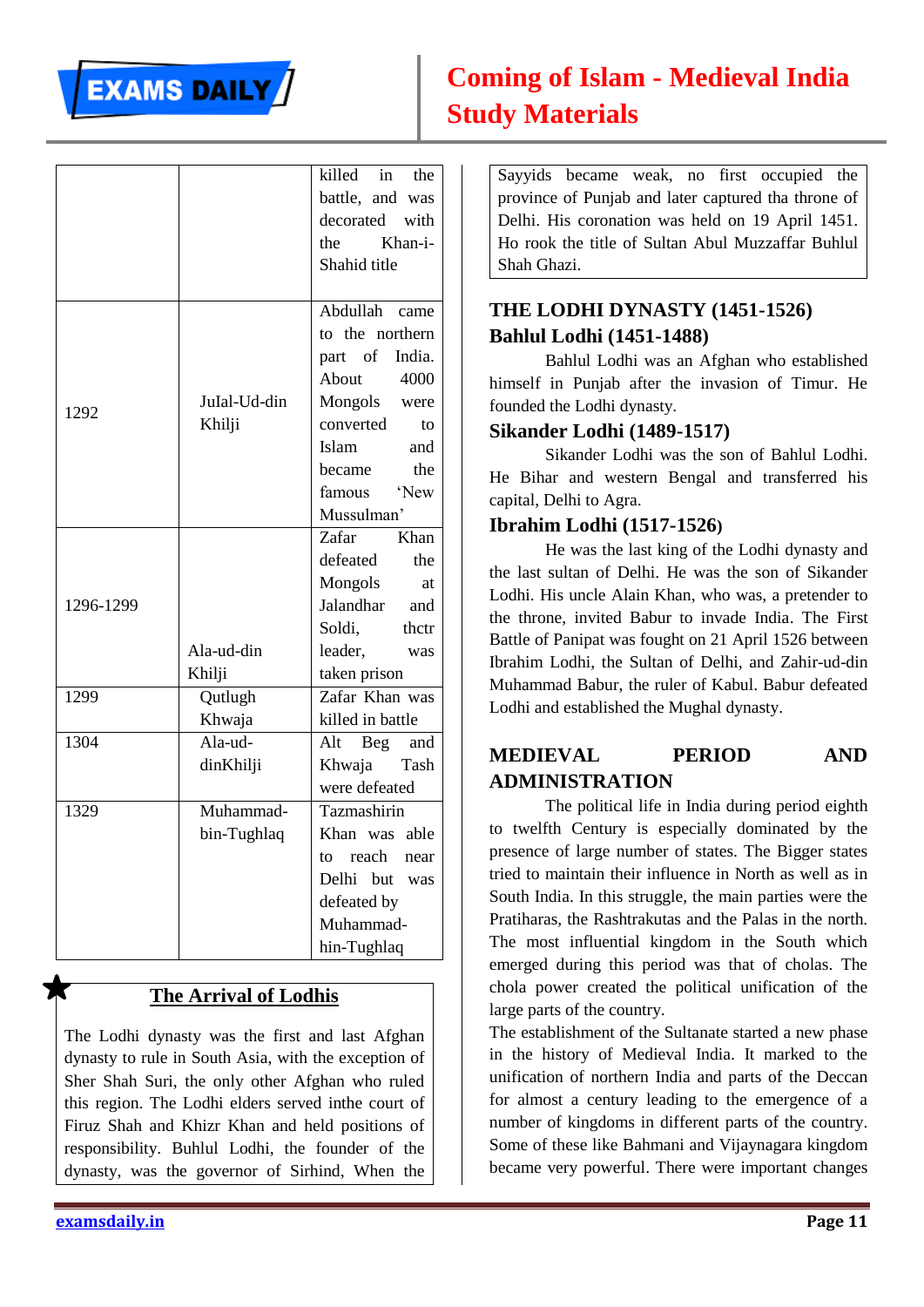| | | |
|---|---|---|
| | | killed in the battle, and was decorated with the Khan-i-Shahid title |
| 1292 | Julal-Ud-din Khilji | Abdullah came to the northern part of India. About 4000 Mongols were converted to Islam and became the famous 'New Mussulman' |
| 1296-1299 | Ala-ud-din Khilji | Zafar Khan defeated the Mongols at Jalandhar and Soldi, thctr leader, was taken prison |
| 1299 | Qutlugh Khwaja | Zafar Khan was killed in battle |
| 1304 | Ala-ud-dinKhilji | Alt Beg and Khwaja Tash were defeated |
| 1329 | Muhammad-bin-Tughlaq | Tazmashirin Khan was able to reach near Delhi but was defeated by Muhammad-hin-Tughlaq |

**The Arrival of Lodhis**

The Lodhi dynasty was the first and last Afghan dynasty to rule in South Asia, with the exception of Sher Shah Suri, the only other Afghan who ruled this region. The Lodhi elders served inthe court of Firuz Shah and Khizr Khan and held positions of responsibility. Buhlul Lodhi, the founder of the dynasty, was the governor of Sirhind, When the Sayyids became weak, no first occupied the province of Punjab and later captured tha throne of Delhi. His coronation was held on 19 April 1451. Ho rook the title of Sultan Abul Muzzaffar Buhlul Shah Ghazi.

## THE LODHI DYNASTY (1451-1526)

### Bahlul Lodhi (1451-1488)

Bahlul Lodhi was an Afghan who established himself in Punjab after the invasion of Timur. He founded the Lodhi dynasty.

### Sikander Lodhi (1489-1517)

Sikander Lodhi was the son of Bahlul Lodhi. He Bihar and western Bengal and transferred his capital, Delhi to Agra.

### Ibrahim Lodhi (1517-1526)

He was the last king of the Lodhi dynasty and the last sultan of Delhi. He was the son of Sikander Lodhi. His uncle Alain Khan, who was, a pretender to the throne, invited Babur to invade India. The First Battle of Panipat was fought on 21 April 1526 between Ibrahim Lodhi, the Sultan of Delhi, and Zahir-ud-din Muhammad Babur, the ruler of Kabul. Babur defeated Lodhi and established the Mughal dynasty.

## MEDIEVAL PERIOD AND ADMINISTRATION

The political life in India during period eighth to twelfth Century is especially dominated by the presence of large number of states. The Bigger states tried to maintain their influence in North as well as in South India. In this struggle, the main parties were the Pratiharas, the Rashtrakutas and the Palas in the north. The most influential kingdom in the South which emerged during this period was that of cholas. The chola power created the political unification of the large parts of the country.

The establishment of the Sultanate started a new phase in the history of Medieval India. It marked to the unification of northern India and parts of the Deccan for almost a century leading to the emergence of a number of kingdoms in different parts of the country. Some of these like Bahmani and Vijaynagara kingdom became very powerful. There were important changes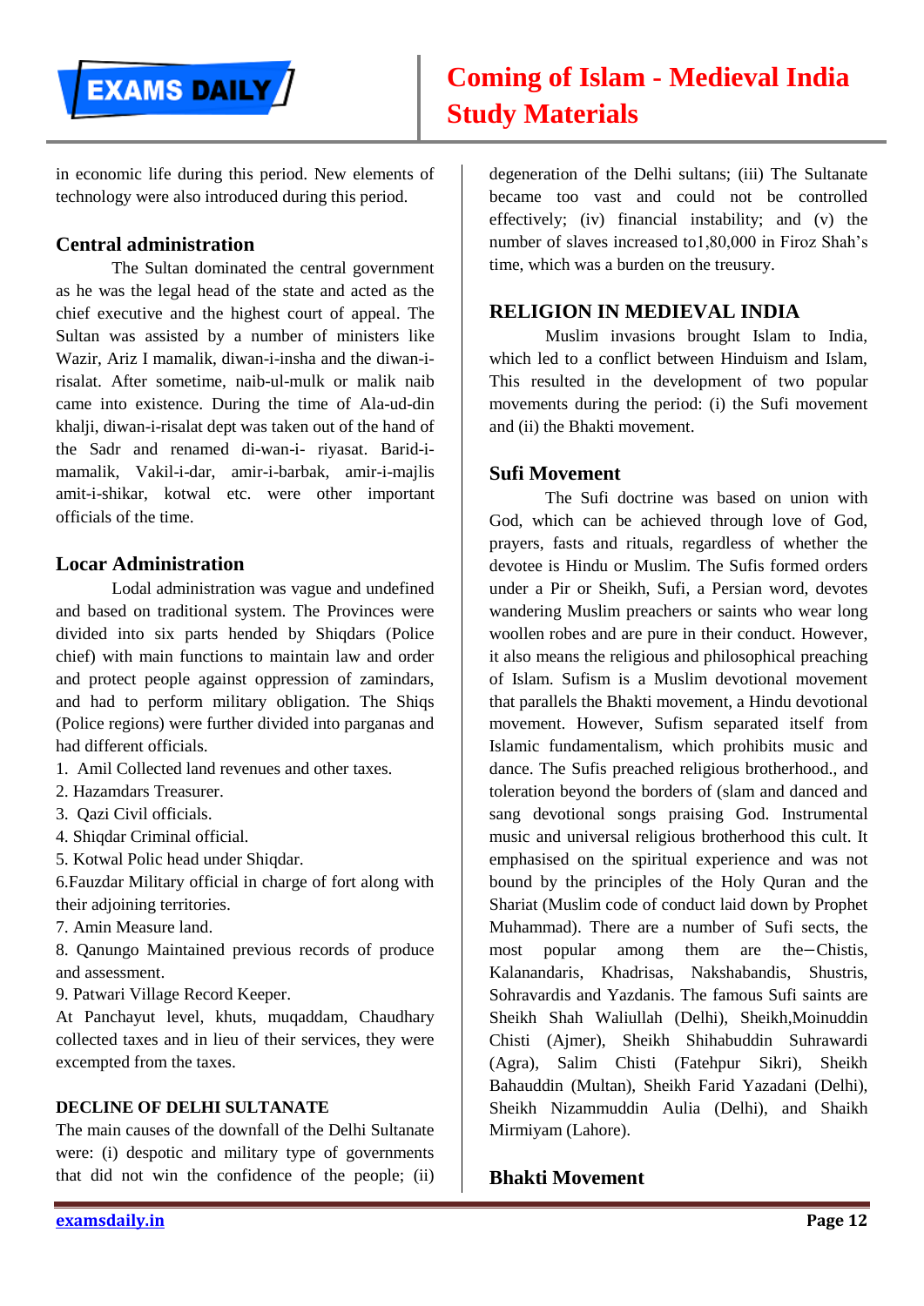in economic life during this period. New elements of technology were also introduced during this period.

## Central administration

The Sultan dominated the central government as he was the legal head of the state and acted as the chief executive and the highest court of appeal. The Sultan was assisted by a number of ministers like Wazir, Ariz I mamalik, diwan-i-insha and the diwan-i-risalat. After sometime, naib-ul-mulk or malik naib came into existence. During the time of Ala-ud-din khalji, diwan-i-risalat dept was taken out of the hand of the Sadr and renamed di-wan-i- riyasat. Barid-i-mamalik, Vakil-i-dar, amir-i-barbak, amir-i-majlis amit-i-shikar, kotwal etc. were other important officials of the time.

## Locar Administration

Lodal administration was vague and undefined and based on traditional system. The Provinces were divided into six parts hended by Shiqdars (Police chief) with main functions to maintain law and order and protect people against oppression of zamindars, and had to perform military obligation. The Shiqs (Police regions) were further divided into parganas and had different officials.

1. Amil Collected land revenues and other taxes.
2. Hazamdars Treasurer.
3. Qazi Civil officials.
4. Shiqdar Criminal official.
5. Kotwal Polic head under Shiqdar.
6. Fauzdar Military official in charge of fort along with their adjoining territories.
7. Amin Measure land.
8. Qanungo Maintained previous records of produce and assessment.
9. Patwari Village Record Keeper.

At Panchayut level, khuts, muqaddam, Chaudhary collected taxes and in lieu of their services, they were excempted from the taxes.

### DECLINE OF DELHI SULTANATE

The main causes of the downfall of the Delhi Sultanate were: (i) despotic and military type of governments that did not win the confidence of the people; (ii) degeneration of the Delhi sultans; (iii) The Sultanate became too vast and could not be controlled effectively; (iv) financial instability; and (v) the number of slaves increased to1,80,000 in Firoz Shah's time, which was a burden on the treusury.

## RELIGION IN MEDIEVAL INDIA

Muslim invasions brought Islam to India, which led to a conflict between Hinduism and Islam, This resulted in the development of two popular movements during the period: (i) the Sufi movement and (ii) the Bhakti movement.

## Sufi Movement

The Sufi doctrine was based on union with God, which can be achieved through love of God, prayers, fasts and rituals, regardless of whether the devotee is Hindu or Muslim. The Sufis formed orders under a Pir or Sheikh, Sufi, a Persian word, devotes wandering Muslim preachers or saints who wear long woollen robes and are pure in their conduct. However, it also means the religious and philosophical preaching of Islam. Sufism is a Muslim devotional movement that parallels the Bhakti movement, a Hindu devotional movement. However, Sufism separated itself from Islamic fundamentalism, which prohibits music and dance. The Sufis preached religious brotherhood., and toleration beyond the borders of (slam and danced and sang devotional songs praising God. Instrumental music and universal religious brotherhood this cult. It emphasised on the spiritual experience and was not bound by the principles of the Holy Quran and the Shariat (Muslim code of conduct laid down by Prophet Muhammad). There are a number of Sufi sects, the most popular among them are the–Chistis, Kalanandaris, Khadrisas, Nakshabandis, Shustris, Sohravardis and Yazdanis. The famous Sufi saints are Sheikh Shah Waliullah (Delhi), Sheikh,Moinuddin Chisti (Ajmer), Sheikh Shihabuddin Suhrawardi (Agra), Salim Chisti (Fatehpur Sikri), Sheikh Bahauddin (Multan), Sheikh Farid Yazadani (Delhi), Sheikh Nizammuddin Aulia (Delhi), and Shaikh Mirmiyam (Lahore).

## Bhakti Movement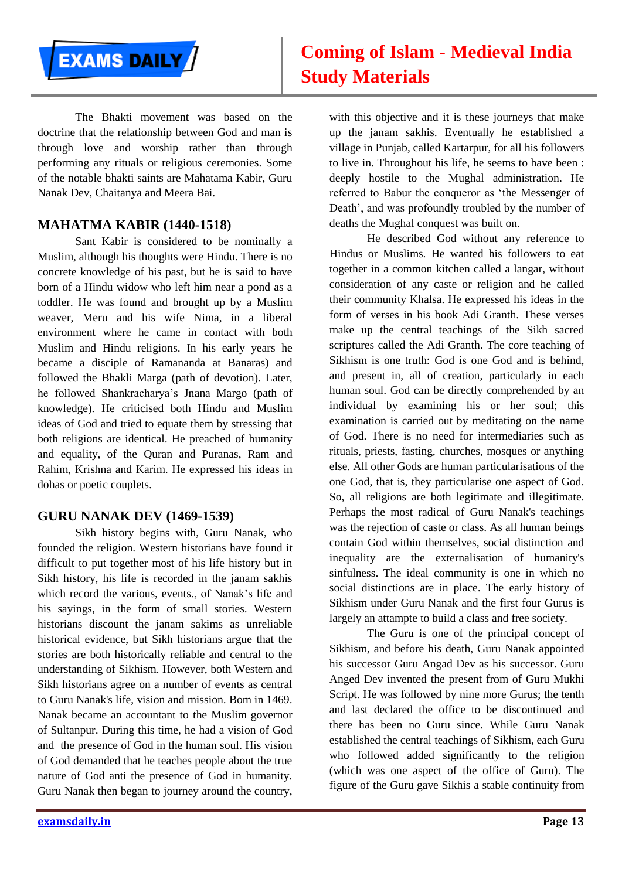The Bhakti movement was based on the doctrine that the relationship between God and man is through love and worship rather than through performing any rituals or religious ceremonies. Some of the notable bhakti saints are Mahatama Kabir, Guru Nanak Dev, Chaitanya and Meera Bai.

## MAHATMA KABIR (1440-1518)

Sant Kabir is considered to be nominally a Muslim, although his thoughts were Hindu. There is no concrete knowledge of his past, but he is said to have born of a Hindu widow who left him near a pond as a toddler. He was found and brought up by a Muslim weaver, Meru and his wife Nima, in a liberal environment where he came in contact with both Muslim and Hindu religions. In his early years he became a disciple of Ramananda at Banaras) and followed the Bhakli Marga (path of devotion). Later, he followed Shankracharya's Jnana Margo (path of knowledge). He criticised both Hindu and Muslim ideas of God and tried to equate them by stressing that both religions are identical. He preached of humanity and equality, of the Quran and Puranas, Ram and Rahim, Krishna and Karim. He expressed his ideas in dohas or poetic couplets.

## GURU NANAK DEV (1469-1539)

Sikh history begins with, Guru Nanak, who founded the religion. Western historians have found it difficult to put together most of his life history but in Sikh history, his life is recorded in the janam sakhis which record the various, events., of Nanak's life and his sayings, in the form of small stories. Western historians discount the janam sakims as unreliable historical evidence, but Sikh historians argue that the stories are both historically reliable and central to the understanding of Sikhism. However, both Western and Sikh historians agree on a number of events as central to Guru Nanak's life, vision and mission. Bom in 1469. Nanak became an accountant to the Muslim governor of Sultanpur. During this time, he had a vision of God and the presence of God in the human soul. His vision of God demanded that he teaches people about the true nature of God anti the presence of God in humanity. Guru Nanak then began to journey around the country, with this objective and it is these journeys that make up the janam sakhis. Eventually he established a village in Punjab, called Kartarpur, for all his followers to live in. Throughout his life, he seems to have been : deeply hostile to the Mughal administration. He referred to Babur the conqueror as 'the Messenger of Death', and was profoundly troubled by the number of deaths the Mughal conquest was built on.

He described God without any reference to Hindus or Muslims. He wanted his followers to eat together in a common kitchen called a langar, without consideration of any caste or religion and he called their community Khalsa. He expressed his ideas in the form of verses in his book Adi Granth. These verses make up the central teachings of the Sikh sacred scriptures called the Adi Granth. The core teaching of Sikhism is one truth: God is one God and is behind, and present in, all of creation, particularly in each human soul. God can be directly comprehended by an individual by examining his or her soul; this examination is carried out by meditating on the name of God. There is no need for intermediaries such as rituals, priests, fasting, churches, mosques or anything else. All other Gods are human particularisations of the one God, that is, they particularise one aspect of God. So, all religions are both legitimate and illegitimate. Perhaps the most radical of Guru Nanak's teachings was the rejection of caste or class. As all human beings contain God within themselves, social distinction and inequality are the externalisation of humanity's sinfulness. The ideal community is one in which no social distinctions are in place. The early history of Sikhism under Guru Nanak and the first four Gurus is largely an attampte to build a class and free society.

The Guru is one of the principal concept of Sikhism, and before his death, Guru Nanak appointed his successor Guru Angad Dev as his successor. Guru Anged Dev invented the present from of Guru Mukhi Script. He was followed by nine more Gurus; the tenth and last declared the office to be discontinued and there has been no Guru since. While Guru Nanak established the central teachings of Sikhism, each Guru who followed added significantly to the religion (which was one aspect of the office of Guru). The figure of the Guru gave Sikhis a stable continuity from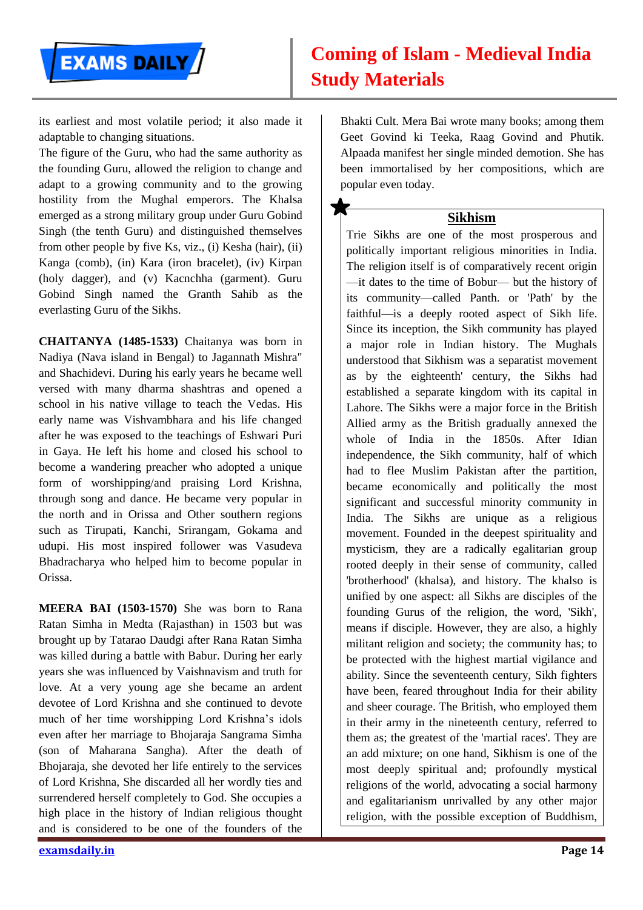its earliest and most volatile period; it also made it adaptable to changing situations.

The figure of the Guru, who had the same authority as the founding Guru, allowed the religion to change and adapt to a growing community and to the growing hostility from the Mughal emperors. The Khalsa emerged as a strong military group under Guru Gobind Singh (the tenth Guru) and distinguished themselves from other people by five Ks, viz., (i) Kesha (hair), (ii) Kanga (comb), (in) Kara (iron bracelet), (iv) Kirpan (holy dagger), and (v) Kacnchha (garment). Guru Gobind Singh named the Granth Sahib as the everlasting Guru of the Sikhs.

**CHAITANYA (1485-1533)** Chaitanya was born in Nadiya (Nava island in Bengal) to Jagannath Mishra" and Shachidevi. During his early years he became well versed with many dharma shashtras and opened a school in his native village to teach the Vedas. His early name was Vishvambhara and his life changed after he was exposed to the teachings of Eshwari Puri in Gaya. He left his home and closed his school to become a wandering preacher who adopted a unique form of worshipping/and praising Lord Krishna, through song and dance. He became very popular in the north and in Orissa and Other southern regions such as Tirupati, Kanchi, Srirangam, Gokama and udupi. His most inspired follower was Vasudeva Bhadracharya who helped him to become popular in Orissa.

**MEERA BAI (1503-1570)** She was born to Rana Ratan Simha in Medta (Rajasthan) in 1503 but was brought up by Tatarao Daudgi after Rana Ratan Simha was killed during a battle with Babur. During her early years she was influenced by Vaishnavism and truth for love. At a very young age she became an ardent devotee of Lord Krishna and she continued to devote much of her time worshipping Lord Krishna's idols even after her marriage to Bhojaraja Sangrama Simha (son of Maharana Sangha). After the death of Bhojaraja, she devoted her life entirely to the services of Lord Krishna, She discarded all her wordly ties and surrendered herself completely to God. She occupies a high place in the history of Indian religious thought and is considered to be one of the founders of the Bhakti Cult. Mera Bai wrote many books; among them Geet Govind ki Teeka, Raag Govind and Phutik. Alpaada manifest her single minded demotion. She has been immortalised by her compositions, which are popular even today.

## Sikhism

Trie Sikhs are one of the most prosperous and politically important religious minorities in India. The religion itself is of comparatively recent origin —it dates to the time of Bobur— but the history of its community—called Panth. or 'Path' by the faithful—is a deeply rooted aspect of Sikh life. Since its inception, the Sikh community has played a major role in Indian history. The Mughals understood that Sikhism was a separatist movement as by the eighteenth' century, the Sikhs had established a separate kingdom with its capital in Lahore. The Sikhs were a major force in the British Allied army as the British gradually annexed the whole of India in the 1850s. After Idian independence, the Sikh community, half of which had to flee Muslim Pakistan after the partition, became economically and politically the most significant and successful minority community in India. The Sikhs are unique as a religious movement. Founded in the deepest spirituality and mysticism, they are a radically egalitarian group rooted deeply in their sense of community, called 'brotherhood' (khalsa), and history. The khalso is unified by one aspect: all Sikhs are disciples of the founding Gurus of the religion, the word, 'Sikh', means if disciple. However, they are also, a highly militant religion and society; the community has; to be protected with the highest martial vigilance and ability. Since the seventeenth century, Sikh fighters have been, feared throughout India for their ability and sheer courage. The British, who employed them in their army in the nineteenth century, referred to them as; the greatest of the 'martial races'. They are an add mixture; on one hand, Sikhism is one of the most deeply spiritual and; profoundly mystical religions of the world, advocating a social harmony and egalitarianism unrivalled by any other major religion, with the possible exception of Buddhism,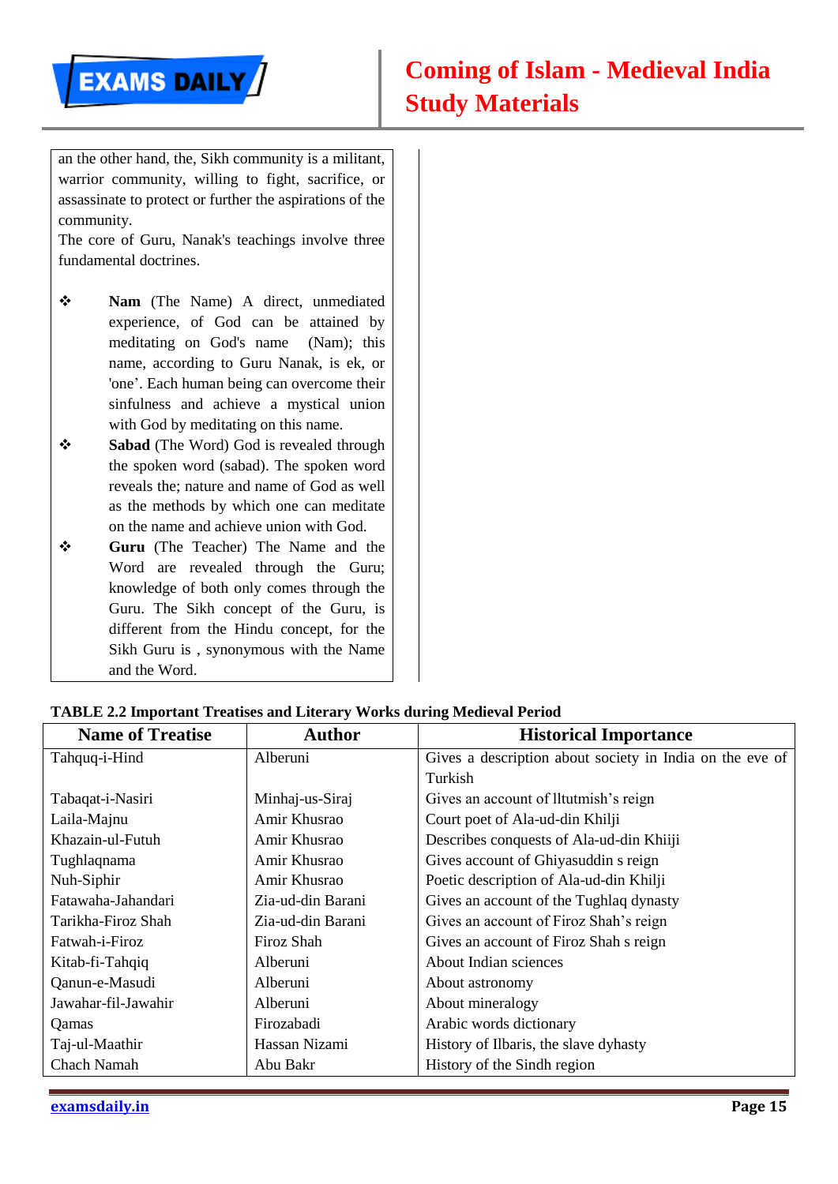an the other hand, the, Sikh community is a militant, warrior community, willing to fight, sacrifice, or assassinate to protect or further the aspirations of the community.

The core of Guru, Nanak's teachings involve three fundamental doctrines.

- **Nam** (The Name) A direct, unmediated experience, of God can be attained by meditating on God's name (Nam); this name, according to Guru Nanak, is ek, or 'one'. Each human being can overcome their sinfulness and achieve a mystical union with God by meditating on this name.
- **Sabad** (The Word) God is revealed through the spoken word (sabad). The spoken word reveals the; nature and name of God as well as the methods by which one can meditate on the name and achieve union with God.
- **Guru** (The Teacher) The Name and the Word are revealed through the Guru; knowledge of both only comes through the Guru. The Sikh concept of the Guru, is different from the Hindu concept, for the Sikh Guru is , synonymous with the Name and the Word.

**TABLE 2.2 Important Treatises and Literary Works during Medieval Period**

| Name of Treatise | Author | Historical Importance |
|---|---|---|
| Tahquq-i-Hind | Alberuni | Gives a description about society in India on the eve of Turkish |
| Tabaqat-i-Nasiri | Minhaj-us-Siraj | Gives an account of lltutmish's reign |
| Laila-Majnu | Amir Khusrao | Court poet of Ala-ud-din Khilji |
| Khazain-ul-Futuh | Amir Khusrao | Describes conquests of Ala-ud-din Khiiji |
| Tughlaqnama | Amir Khusrao | Gives account of Ghiyasuddin s reign |
| Nuh-Siphir | Amir Khusrao | Poetic description of Ala-ud-din Khilji |
| Fatawaha-Jahandari | Zia-ud-din Barani | Gives an account of the Tughlaq dynasty |
| Tarikha-Firoz Shah | Zia-ud-din Barani | Gives an account of Firoz Shah's reign |
| Fatwah-i-Firoz | Firoz Shah | Gives an account of Firoz Shah s reign |
| Kitab-fi-Tahqiq | Alberuni | About Indian sciences |
| Qanun-e-Masudi | Alberuni | About astronomy |
| Jawahar-fil-Jawahir | Alberuni | About mineralogy |
| Qamas | Firozabadi | Arabic words dictionary |
| Taj-ul-Maathir | Hassan Nizami | History of Ilbaris, the slave dyhasty |
| Chach Namah | Abu Bakr | History of the Sindh region |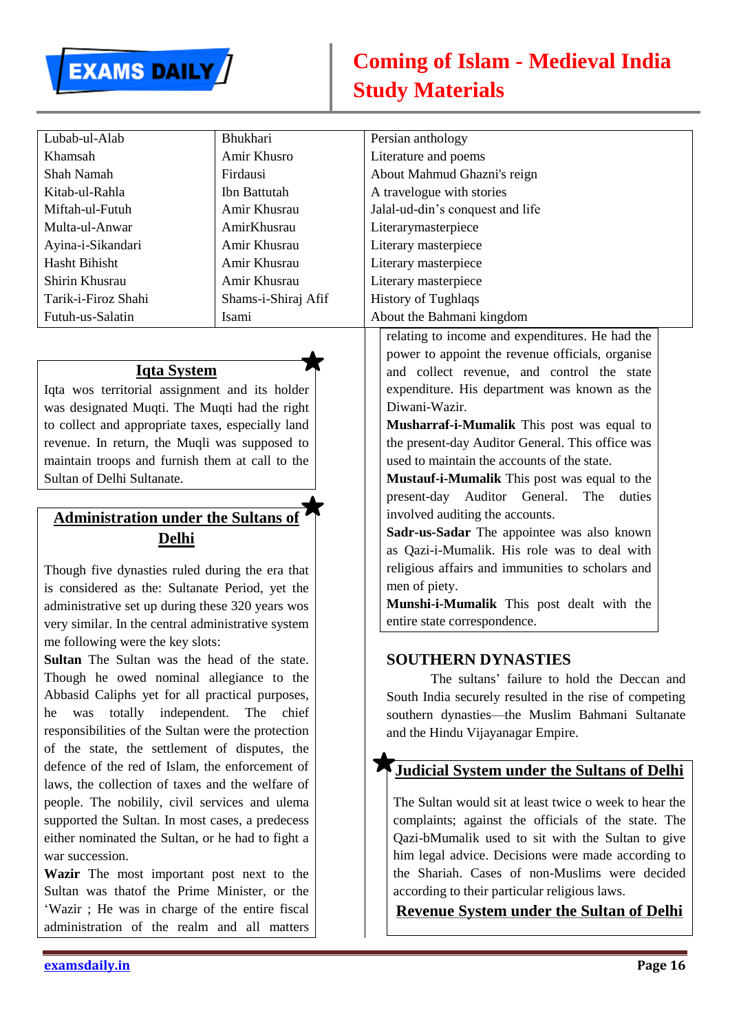| Lubab-ul-Alab | Bhukhari | Persian anthology |
|---|---|---|
| Khamsah | Amir Khusro | Literature and poems |
| Shah Namah | Firdausi | About Mahmud Ghazni's reign |
| Kitab-ul-Rahla | Ibn Battutah | A travelogue with stories |
| Miftah-ul-Futuh | Amir Khusrau | Jalal-ud-din's conquest and life |
| Multa-ul-Anwar | AmirKhusrau | Literarymasterpiece |
| Ayina-i-Sikandari | Amir Khusrau | Literary masterpiece |
| Hasht Bihisht | Amir Khusrau | Literary masterpiece |
| Shirin Khusrau | Amir Khusrau | Literary masterpiece |
| Tarik-i-Firoz Shahi | Shams-i-Shiraj Afif | History of Tughlaqs |
| Futuh-us-Salatin | Isami | About the Bahmani kingdom |

## Iqta System

Iqta wos territorial assignment and its holder was designated Muqti. The Muqti had the right to collect and appropriate taxes, especially land revenue. In return, the Muqli was supposed to maintain troops and furnish them at call to the Sultan of Delhi Sultanate.

## Administration under the Sultans of Delhi

Though five dynasties ruled during the era that is considered as the: Sultanate Period, yet the administrative set up during these 320 years wos very similar. In the central administrative system me following were the key slots:

**Sultan** The Sultan was the head of the state. Though he owed nominal allegiance to the Abbasid Caliphs yet for all practical purposes, he was totally independent. The chief responsibilities of the Sultan were the protection of the state, the settlement of disputes, the defence of the red of Islam, the enforcement of laws, the collection of taxes and the welfare of people. The nobilily, civil services and ulema supported the Sultan. In most cases, a predecess either nominated the Sultan, or he had to fight a war succession.

**Wazir** The most important post next to the Sultan was thatof the Prime Minister, or the 'Wazir ; He was in charge of the entire fiscal administration of the realm and all matters relating to income and expenditures. He had the power to appoint the revenue officials, organise and collect revenue, and control the state expenditure. His department was known as the Diwani-Wazir.

**Musharraf-i-Mumalik** This post was equal to the present-day Auditor General. This office was used to maintain the accounts of the state.

**Mustauf-i-Mumalik** This post was equal to the present-day Auditor General. The duties involved auditing the accounts.

**Sadr-us-Sadar** The appointee was also known as Qazi-i-Mumalik. His role was to deal with religious affairs and immunities to scholars and men of piety.

**Munshi-i-Mumalik** This post dealt with the entire state correspondence.

## SOUTHERN DYNASTIES

The sultans' failure to hold the Deccan and South India securely resulted in the rise of competing southern dynasties—the Muslim Bahmani Sultanate and the Hindu Vijayanagar Empire.

## Judicial System under the Sultans of Delhi

The Sultan would sit at least twice o week to hear the complaints; against the officials of the state. The Qazi-bMumalik used to sit with the Sultan to give him legal advice. Decisions were made according to the Shariah. Cases of non-Muslims were decided according to their particular religious laws.

## Revenue System under the Sultan of Delhi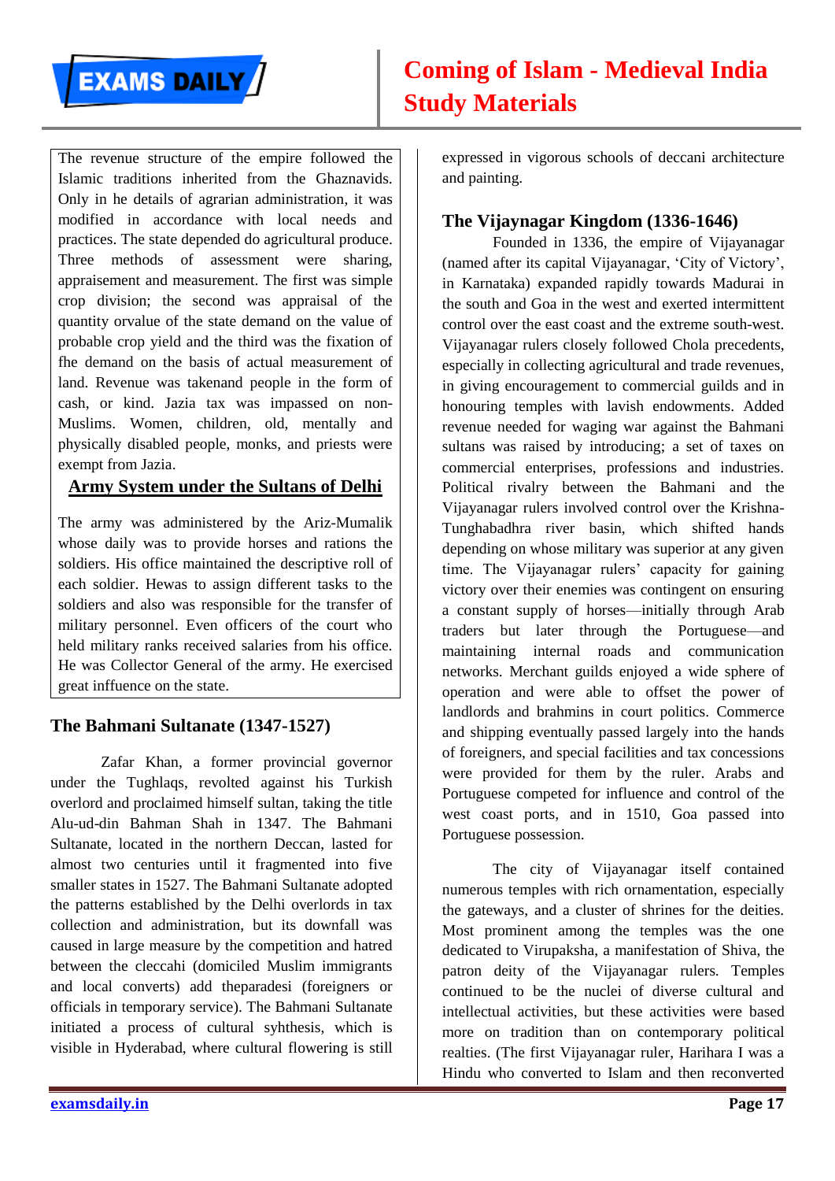The revenue structure of the empire followed the Islamic traditions inherited from the Ghaznavids. Only in he details of agrarian administration, it was modified in accordance with local needs and practices. The state depended do agricultural produce. Three methods of assessment were sharing, appraisement and measurement. The first was simple crop division; the second was appraisal of the quantity orvalue of the state demand on the value of probable crop yield and the third was the fixation of fhe demand on the basis of actual measurement of land. Revenue was takenand people in the form of cash, or kind. Jazia tax was impassed on non-Muslims. Women, children, old, mentally and physically disabled people, monks, and priests were exempt from Jazia.

## Army System under the Sultans of Delhi

The army was administered by the Ariz-Mumalik whose daily was to provide horses and rations the soldiers. His office maintained the descriptive roll of each soldier. Hewas to assign different tasks to the soldiers and also was responsible for the transfer of military personnel. Even officers of the court who held military ranks received salaries from his office. He was Collector General of the army. He exercised great inffuence on the state.

## The Bahmani Sultanate (1347-1527)

Zafar Khan, a former provincial governor under the Tughlaqs, revolted against his Turkish overlord and proclaimed himself sultan, taking the title Alu-ud-din Bahman Shah in 1347. The Bahmani Sultanate, located in the northern Deccan, lasted for almost two centuries until it fragmented into five smaller states in 1527. The Bahmani Sultanate adopted the patterns established by the Delhi overlords in tax collection and administration, but its downfall was caused in large measure by the competition and hatred between the cleccahi (domiciled Muslim immigrants and local converts) add theparadesi (foreigners or officials in temporary service). The Bahmani Sultanate initiated a process of cultural syhthesis, which is visible in Hyderabad, where cultural flowering is still expressed in vigorous schools of deccani architecture and painting.

## The Vijaynagar Kingdom (1336-1646)

Founded in 1336, the empire of Vijayanagar (named after its capital Vijayanagar, 'City of Victory', in Karnataka) expanded rapidly towards Madurai in the south and Goa in the west and exerted intermittent control over the east coast and the extreme south-west. Vijayanagar rulers closely followed Chola precedents, especially in collecting agricultural and trade revenues, in giving encouragement to commercial guilds and in honouring temples with lavish endowments. Added revenue needed for waging war against the Bahmani sultans was raised by introducing; a set of taxes on commercial enterprises, professions and industries. Political rivalry between the Bahmani and the Vijayanagar rulers involved control over the Krishna-Tunghabadhra river basin, which shifted hands depending on whose military was superior at any given time. The Vijayanagar rulers' capacity for gaining victory over their enemies was contingent on ensuring a constant supply of horses—initially through Arab traders but later through the Portuguese—and maintaining internal roads and communication networks. Merchant guilds enjoyed a wide sphere of operation and were able to offset the power of landlords and brahmins in court politics. Commerce and shipping eventually passed largely into the hands of foreigners, and special facilities and tax concessions were provided for them by the ruler. Arabs and Portuguese competed for influence and control of the west coast ports, and in 1510, Goa passed into Portuguese possession.

The city of Vijayanagar itself contained numerous temples with rich ornamentation, especially the gateways, and a cluster of shrines for the deities. Most prominent among the temples was the one dedicated to Virupaksha, a manifestation of Shiva, the patron deity of the Vijayanagar rulers. Temples continued to be the nuclei of diverse cultural and intellectual activities, but these activities were based more on tradition than on contemporary political realties. (The first Vijayanagar ruler, Harihara I was a Hindu who converted to Islam and then reconverted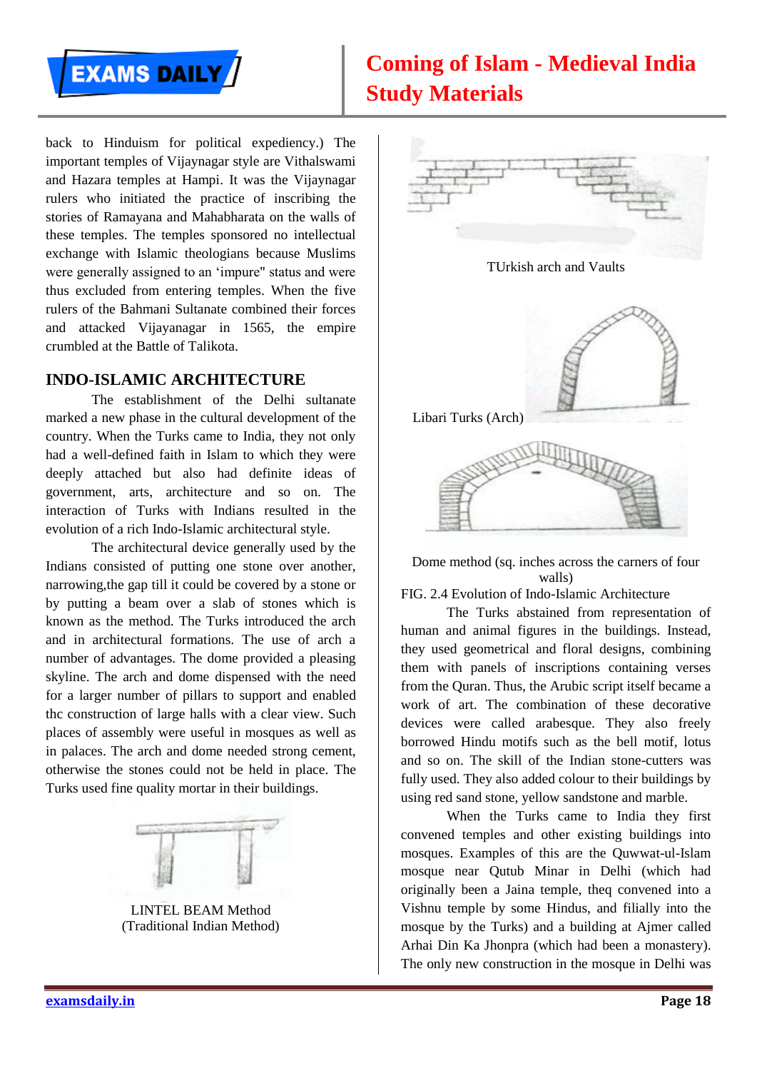back to Hinduism for political expediency.) The important temples of Vijaynagar style are Vithalswami and Hazara temples at Hampi. It was the Vijaynagar rulers who initiated the practice of inscribing the stories of Ramayana and Mahabharata on the walls of these temples. The temples sponsored no intellectual exchange with Islamic theologians because Muslims were generally assigned to an 'impure" status and were thus excluded from entering temples. When the five rulers of the Bahmani Sultanate combined their forces and attacked Vijayanagar in 1565, the empire crumbled at the Battle of Talikota.

## INDO-ISLAMIC ARCHITECTURE

The establishment of the Delhi sultanate marked a new phase in the cultural development of the country. When the Turks came to India, they not only had a well-defined faith in Islam to which they were deeply attached but also had definite ideas of government, arts, architecture and so on. The interaction of Turks with Indians resulted in the evolution of a rich Indo-Islamic architectural style.

The architectural device generally used by the Indians consisted of putting one stone over another, narrowing,the gap till it could be covered by a stone or by putting a beam over a slab of stones which is known as the method. The Turks introduced the arch and in architectural formations. The use of arch a number of advantages. The dome provided a pleasing skyline. The arch and dome dispensed with the need for a larger number of pillars to support and enabled thc construction of large halls with a clear view. Such places of assembly were useful in mosques as well as in palaces. The arch and dome needed strong cement, otherwise the stones could not be held in place. The Turks used fine quality mortar in their buildings.

LINTEL BEAM Method
(Traditional Indian Method)

TUrkish arch and Vaults

Libari Turks (Arch)

Dome method (sq. inches across the carners of four walls)

FIG. 2.4 Evolution of Indo-Islamic Architecture

The Turks abstained from representation of human and animal figures in the buildings. Instead, they used geometrical and floral designs, combining them with panels of inscriptions containing verses from the Quran. Thus, the Arubic script itself became a work of art. The combination of these decorative devices were called arabesque. They also freely borrowed Hindu motifs such as the bell motif, lotus and so on. The skill of the Indian stone-cutters was fully used. They also added colour to their buildings by using red sand stone, yellow sandstone and marble.

When the Turks came to India they first convened temples and other existing buildings into mosques. Examples of this are the Quwwat-ul-Islam mosque near Qutub Minar in Delhi (which had originally been a Jaina temple, theq convened into a Vishnu temple by some Hindus, and filially into the mosque by the Turks) and a building at Ajmer called Arhai Din Ka Jhonpra (which had been a monastery). The only new construction in the mosque in Delhi was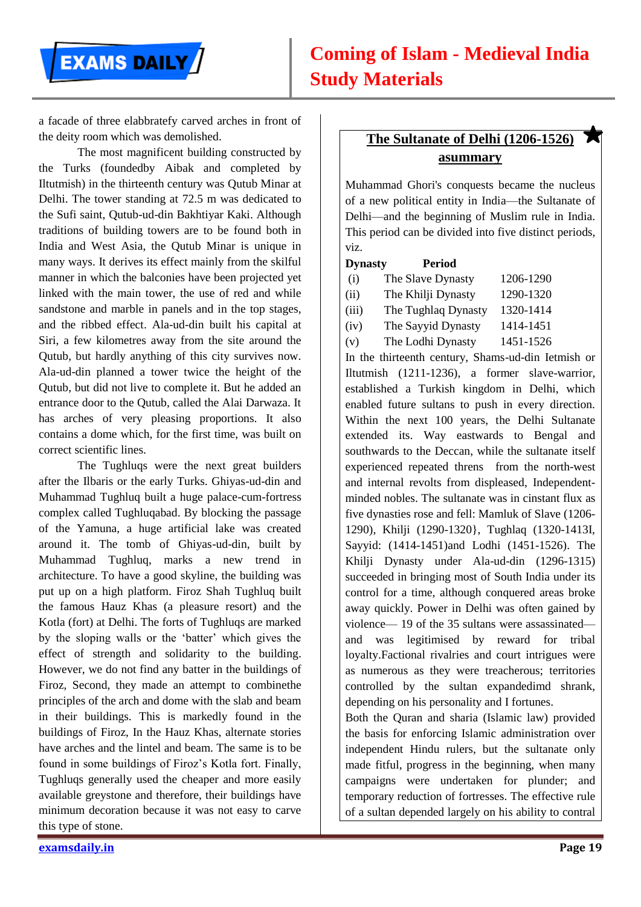a facade of three elabbratefy carved arches in front of the deity room which was demolished.

The most magnificent building constructed by the Turks (foundedby Aibak and completed by Iltutmish) in the thirteenth century was Qutub Minar at Delhi. The tower standing at 72.5 m was dedicated to the Sufi saint, Qutub-ud-din Bakhtiyar Kaki. Although traditions of building towers are to be found both in India and West Asia, the Qutub Minar is unique in many ways. It derives its effect mainly from the skilful manner in which the balconies have been projected yet linked with the main tower, the use of red and while sandstone and marble in panels and in the top stages, and the ribbed effect. Ala-ud-din built his capital at Siri, a few kilometres away from the site around the Qutub, but hardly anything of this city survives now. Ala-ud-din planned a tower twice the height of the Qutub, but did not live to complete it. But he added an entrance door to the Qutub, called the Alai Darwaza. It has arches of very pleasing proportions. It also contains a dome which, for the first time, was built on correct scientific lines.

The Tughluqs were the next great builders after the Ilbaris or the early Turks. Ghiyas-ud-din and Muhammad Tughluq built a huge palace-cum-fortress complex called Tughluqabad. By blocking the passage of the Yamuna, a huge artificial lake was created around it. The tomb of Ghiyas-ud-din, built by Muhammad Tughluq, marks a new trend in architecture. To have a good skyline, the building was put up on a high platform. Firoz Shah Tughluq built the famous Hauz Khas (a pleasure resort) and the Kotla (fort) at Delhi. The forts of Tughluqs are marked by the sloping walls or the 'batter' which gives the effect of strength and solidarity to the building. However, we do not find any batter in the buildings of Firoz, Second, they made an attempt to combinethe principles of the arch and dome with the slab and beam in their buildings. This is markedly found in the buildings of Firoz, In the Hauz Khas, alternate stories have arches and the lintel and beam. The same is to be found in some buildings of Firoz's Kotla fort. Finally, Tughluqs generally used the cheaper and more easily available greystone and therefore, their buildings have minimum decoration because it was not easy to carve this type of stone.

## The Sultanate of Delhi (1206-1526) asummary

Muhammad Ghori's conquests became the nucleus of a new political entity in India—the Sultanate of Delhi—and the beginning of Muslim rule in India. This period can be divided into five distinct periods, viz.

| | Dynasty | Period |
|---|---|---|
| (i) | The Slave Dynasty | 1206-1290 |
| (ii) | The Khilji Dynasty | 1290-1320 |
| (iii) | The Tughlaq Dynasty | 1320-1414 |
| (iv) | The Sayyid Dynasty | 1414-1451 |
| (v) | The Lodhi Dynasty | 1451-1526 |

In the thirteenth century, Shams-ud-din Ietmish or Iltutmish (1211-1236), a former slave-warrior, established a Turkish kingdom in Delhi, which enabled future sultans to push in every direction. Within the next 100 years, the Delhi Sultanate extended its. Way eastwards to Bengal and southwards to the Deccan, while the sultanate itself experienced repeated threns from the north-west and internal revolts from displeased, Independent-minded nobles. The sultanate was in cinstant flux as five dynasties rose and fell: Mamluk of Slave (1206-1290), Khilji (1290-1320}, Tughlaq (1320-1413I, Sayyid: (1414-1451)and Lodhi (1451-1526). The Khilji Dynasty under Ala-ud-din (1296-1315) succeeded in bringing most of South India under its control for a time, although conquered areas broke away quickly. Power in Delhi was often gained by violence— 19 of the 35 sultans were assassinated—and was legitimised by reward for tribal loyalty.Factional rivalries and court intrigues were as numerous as they were treacherous; territories controlled by the sultan expandedimd shrank, depending on his personality and I fortunes.

Both the Quran and sharia (Islamic law) provided the basis for enforcing Islamic administration over independent Hindu rulers, but the sultanate only made fitful, progress in the beginning, when many campaigns were undertaken for plunder; and temporary reduction of fortresses. The effective rule of a sultan depended largely on his ability to contral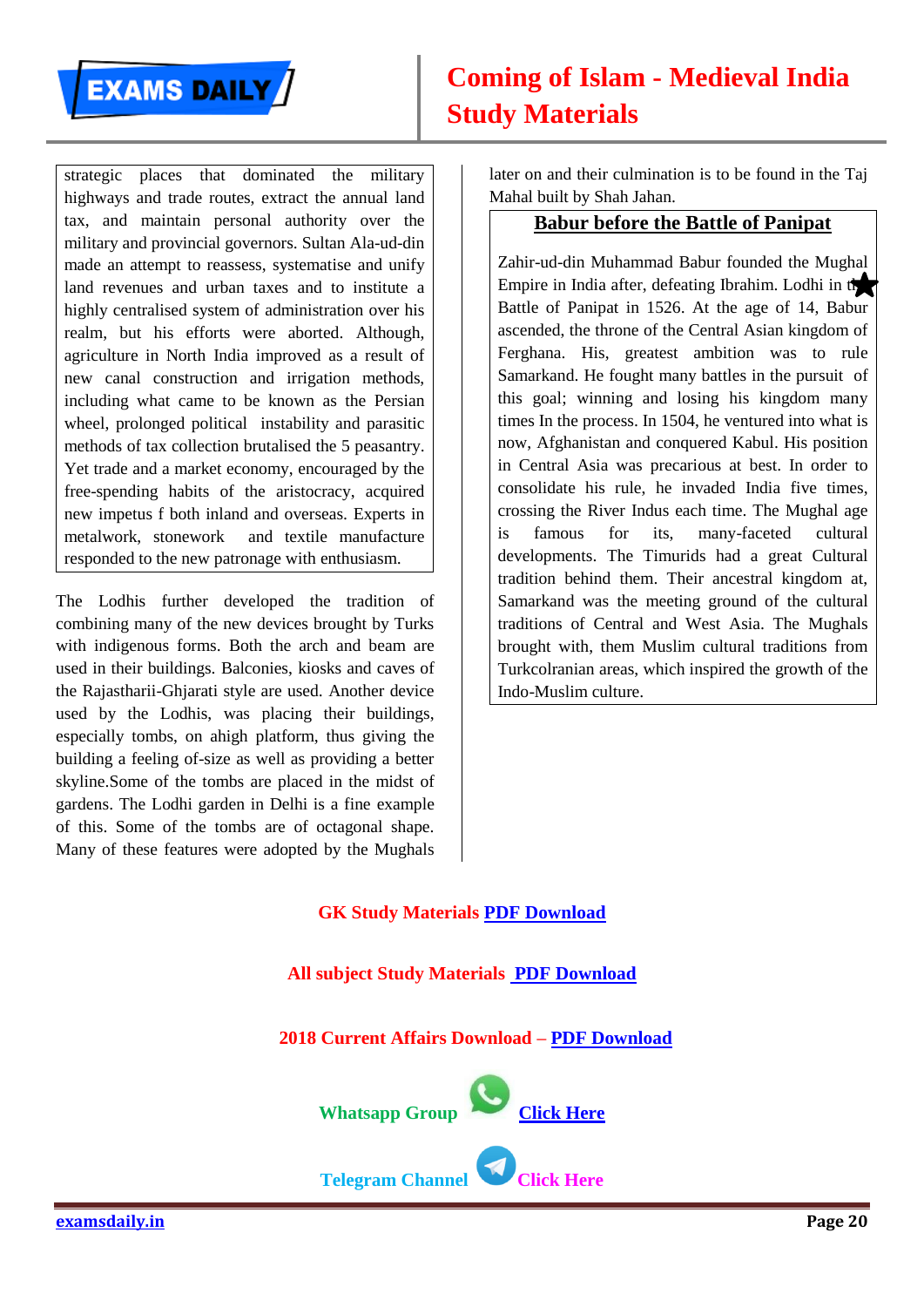strategic places that dominated the military highways and trade routes, extract the annual land tax, and maintain personal authority over the military and provincial governors. Sultan Ala-ud-din made an attempt to reassess, systematise and unify land revenues and urban taxes and to institute a highly centralised system of administration over his realm, but his efforts were aborted. Although, agriculture in North India improved as a result of new canal construction and irrigation methods, including what came to be known as the Persian wheel, prolonged political instability and parasitic methods of tax collection brutalised the 5 peasantry. Yet trade and a market economy, encouraged by the free-spending habits of the aristocracy, acquired new impetus f both inland and overseas. Experts in metalwork, stonework and textile manufacture responded to the new patronage with enthusiasm.

The Lodhis further developed the tradition of combining many of the new devices brought by Turks with indigenous forms. Both the arch and beam are used in their buildings. Balconies, kiosks and caves of the Rajastharii-Ghjarati style are used. Another device used by the Lodhis, was placing their buildings, especially tombs, on ahigh platform, thus giving the building a feeling of-size as well as providing a better skyline.Some of the tombs are placed in the midst of gardens. The Lodhi garden in Delhi is a fine example of this. Some of the tombs are of octagonal shape. Many of these features were adopted by the Mughals later on and their culmination is to be found in the Taj Mahal built by Shah Jahan.

## Babur before the Battle of Panipat

Zahir-ud-din Muhammad Babur founded the Mughal Empire in India after, defeating Ibrahim. Lodhi in the Battle of Panipat in 1526. At the age of 14, Babur ascended, the throne of the Central Asian kingdom of Ferghana. His, greatest ambition was to rule Samarkand. He fought many battles in the pursuit of this goal; winning and losing his kingdom many times In the process. In 1504, he ventured into what is now, Afghanistan and conquered Kabul. His position in Central Asia was precarious at best. In order to consolidate his rule, he invaded India five times, crossing the River Indus each time. The Mughal age is famous for its, many-faceted cultural developments. The Timurids had a great Cultural tradition behind them. Their ancestral kingdom at, Samarkand was the meeting ground of the cultural traditions of Central and West Asia. The Mughals brought with, them Muslim cultural traditions from Turkcolranian areas, which inspired the growth of the Indo-Muslim culture.

**GK Study Materials PDF Download**

**All subject Study Materials PDF Download**

**2018 Current Affairs Download – PDF Download**

**Whatsapp Group Click Here**

**Telegram Channel Click Here**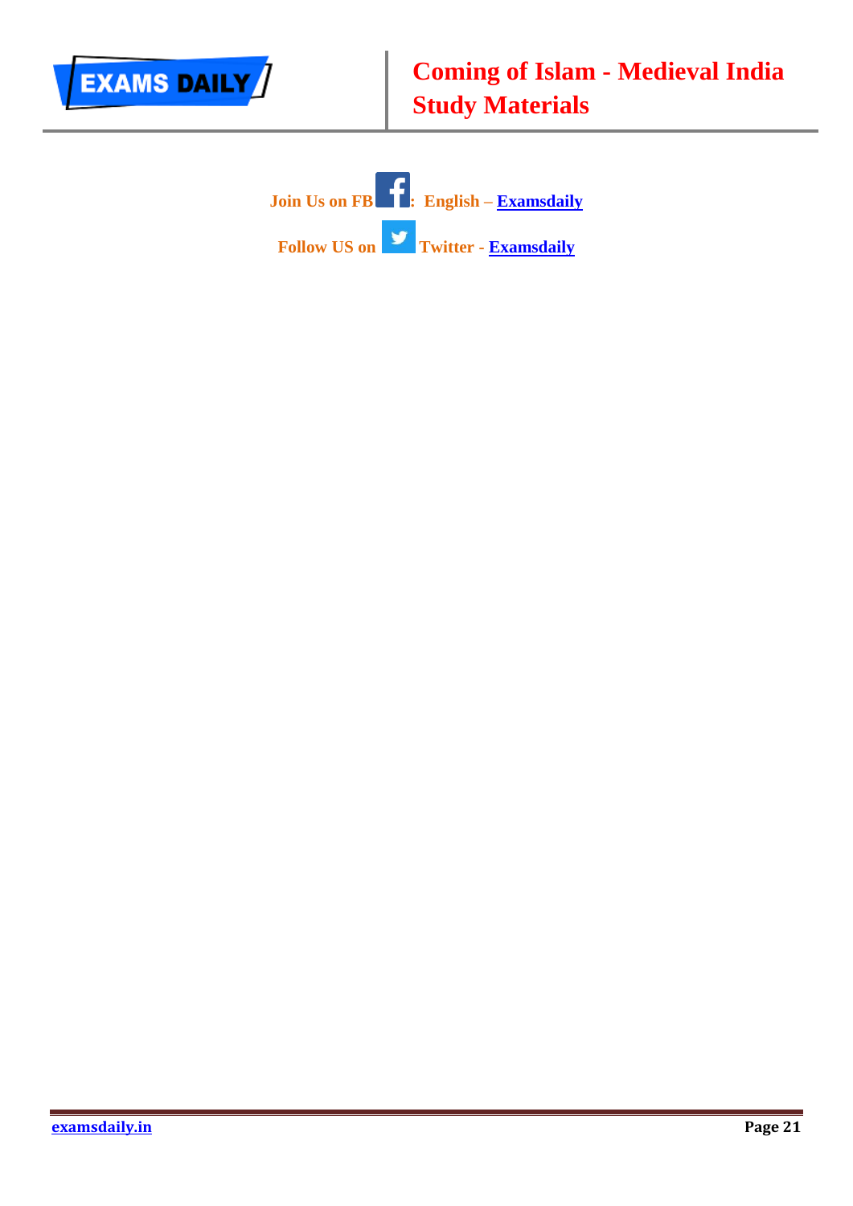**Join Us on FB : English – Examsdaily**

**Follow US on Twitter - Examsdaily**